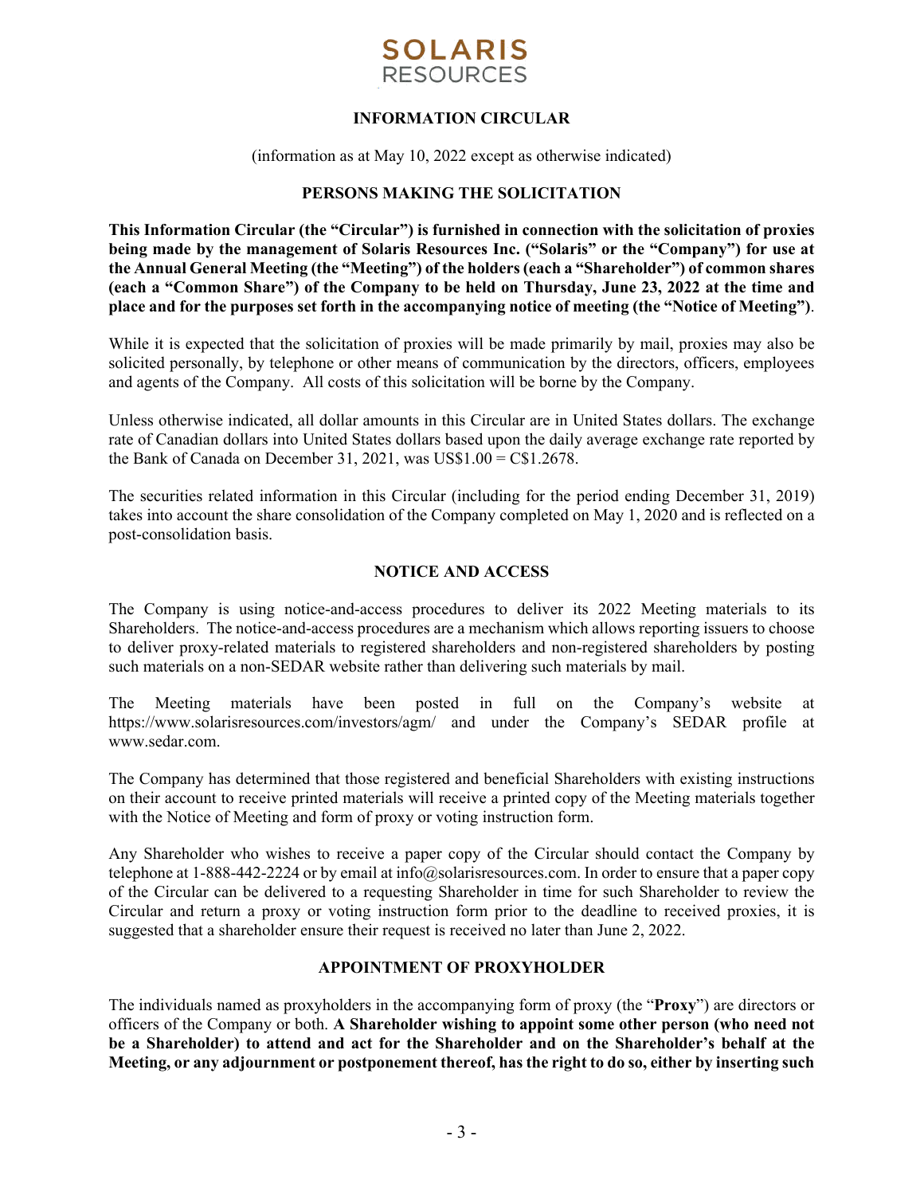SOLARIS RESOURCES

# INFORMATION CIRCULAR

(information as at May 10, 2022 except as otherwise indicated)

## PERSONS MAKING THE SOLICITATION

**This Information Circular (the "Circular") is furnished in connection with the solicitation of proxies being made by the management of Solaris Resources Inc. ("Solaris" or the "Company") for use at the Annual General Meeting (the "Meeting") of the holders (each a "Shareholder") of common shares (each a "Common Share") of the Company to be held on Thursday, June 23, 2022 at the time and place and for the purposes set forth in the accompanying notice of meeting (the "Notice of Meeting")**.

While it is expected that the solicitation of proxies will be made primarily by mail, proxies may also be solicited personally, by telephone or other means of communication by the directors, officers, employees and agents of the Company. All costs of this solicitation will be borne by the Company.

Unless otherwise indicated, all dollar amounts in this Circular are in United States dollars. The exchange rate of Canadian dollars into United States dollars based upon the daily average exchange rate reported by the Bank of Canada on December 31, 2021, was US$1.00 = C$1.2678.

The securities related information in this Circular (including for the period ending December 31, 2019) takes into account the share consolidation of the Company completed on May 1, 2020 and is reflected on a post-consolidation basis.

## NOTICE AND ACCESS

The Company is using notice-and-access procedures to deliver its 2022 Meeting materials to its Shareholders. The notice-and-access procedures are a mechanism which allows reporting issuers to choose to deliver proxy-related materials to registered shareholders and non-registered shareholders by posting such materials on a non-SEDAR website rather than delivering such materials by mail.

The Meeting materials have been posted in full on the Company's website at https://www.solarisresources.com/investors/agm/ and under the Company's SEDAR profile at www.sedar.com.

The Company has determined that those registered and beneficial Shareholders with existing instructions on their account to receive printed materials will receive a printed copy of the Meeting materials together with the Notice of Meeting and form of proxy or voting instruction form.

Any Shareholder who wishes to receive a paper copy of the Circular should contact the Company by telephone at 1-888-442-2224 or by email at info@solarisresources.com. In order to ensure that a paper copy of the Circular can be delivered to a requesting Shareholder in time for such Shareholder to review the Circular and return a proxy or voting instruction form prior to the deadline to received proxies, it is suggested that a shareholder ensure their request is received no later than June 2, 2022.

## APPOINTMENT OF PROXYHOLDER

The individuals named as proxyholders in the accompanying form of proxy (the "**Proxy**") are directors or officers of the Company or both. **A Shareholder wishing to appoint some other person (who need not be a Shareholder) to attend and act for the Shareholder and on the Shareholder's behalf at the Meeting, or any adjournment or postponement thereof, has the right to do so, either by inserting such**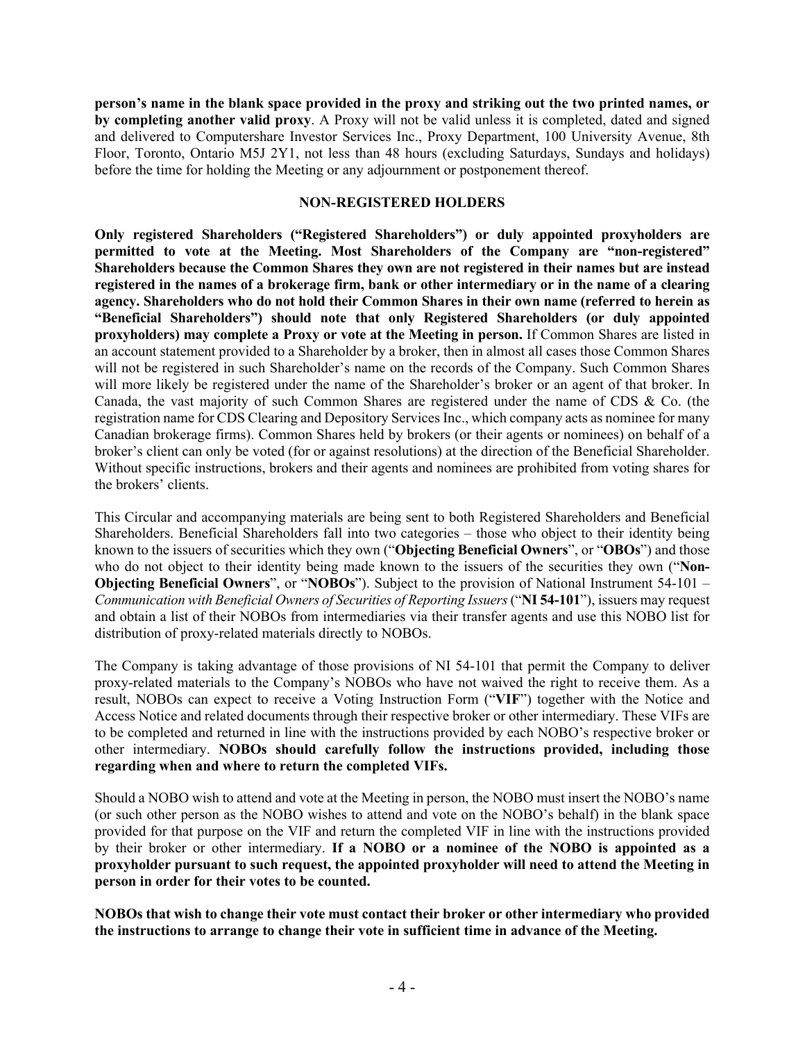**person's name in the blank space provided in the proxy and striking out the two printed names, or by completing another valid proxy**. A Proxy will not be valid unless it is completed, dated and signed and delivered to Computershare Investor Services Inc., Proxy Department, 100 University Avenue, 8th Floor, Toronto, Ontario M5J 2Y1, not less than 48 hours (excluding Saturdays, Sundays and holidays) before the time for holding the Meeting or any adjournment or postponement thereof.

## NON-REGISTERED HOLDERS

**Only registered Shareholders ("Registered Shareholders") or duly appointed proxyholders are permitted to vote at the Meeting. Most Shareholders of the Company are "non-registered" Shareholders because the Common Shares they own are not registered in their names but are instead registered in the names of a brokerage firm, bank or other intermediary or in the name of a clearing agency. Shareholders who do not hold their Common Shares in their own name (referred to herein as "Beneficial Shareholders") should note that only Registered Shareholders (or duly appointed proxyholders) may complete a Proxy or vote at the Meeting in person.** If Common Shares are listed in an account statement provided to a Shareholder by a broker, then in almost all cases those Common Shares will not be registered in such Shareholder's name on the records of the Company. Such Common Shares will more likely be registered under the name of the Shareholder's broker or an agent of that broker. In Canada, the vast majority of such Common Shares are registered under the name of CDS & Co. (the registration name for CDS Clearing and Depository Services Inc., which company acts as nominee for many Canadian brokerage firms). Common Shares held by brokers (or their agents or nominees) on behalf of a broker's client can only be voted (for or against resolutions) at the direction of the Beneficial Shareholder. Without specific instructions, brokers and their agents and nominees are prohibited from voting shares for the brokers' clients.

This Circular and accompanying materials are being sent to both Registered Shareholders and Beneficial Shareholders. Beneficial Shareholders fall into two categories – those who object to their identity being known to the issuers of securities which they own ("**Objecting Beneficial Owners**", or "**OBOs**") and those who do not object to their identity being made known to the issuers of the securities they own ("**Non-Objecting Beneficial Owners**", or "**NOBOs**"). Subject to the provision of National Instrument 54-101 – *Communication with Beneficial Owners of Securities of Reporting Issuers* ("**NI 54-101**"), issuers may request and obtain a list of their NOBOs from intermediaries via their transfer agents and use this NOBO list for distribution of proxy-related materials directly to NOBOs.

The Company is taking advantage of those provisions of NI 54-101 that permit the Company to deliver proxy-related materials to the Company's NOBOs who have not waived the right to receive them. As a result, NOBOs can expect to receive a Voting Instruction Form ("**VIF**") together with the Notice and Access Notice and related documents through their respective broker or other intermediary. These VIFs are to be completed and returned in line with the instructions provided by each NOBO's respective broker or other intermediary. **NOBOs should carefully follow the instructions provided, including those regarding when and where to return the completed VIFs.**

Should a NOBO wish to attend and vote at the Meeting in person, the NOBO must insert the NOBO's name (or such other person as the NOBO wishes to attend and vote on the NOBO's behalf) in the blank space provided for that purpose on the VIF and return the completed VIF in line with the instructions provided by their broker or other intermediary. **If a NOBO or a nominee of the NOBO is appointed as a proxyholder pursuant to such request, the appointed proxyholder will need to attend the Meeting in person in order for their votes to be counted.**

**NOBOs that wish to change their vote must contact their broker or other intermediary who provided the instructions to arrange to change their vote in sufficient time in advance of the Meeting.**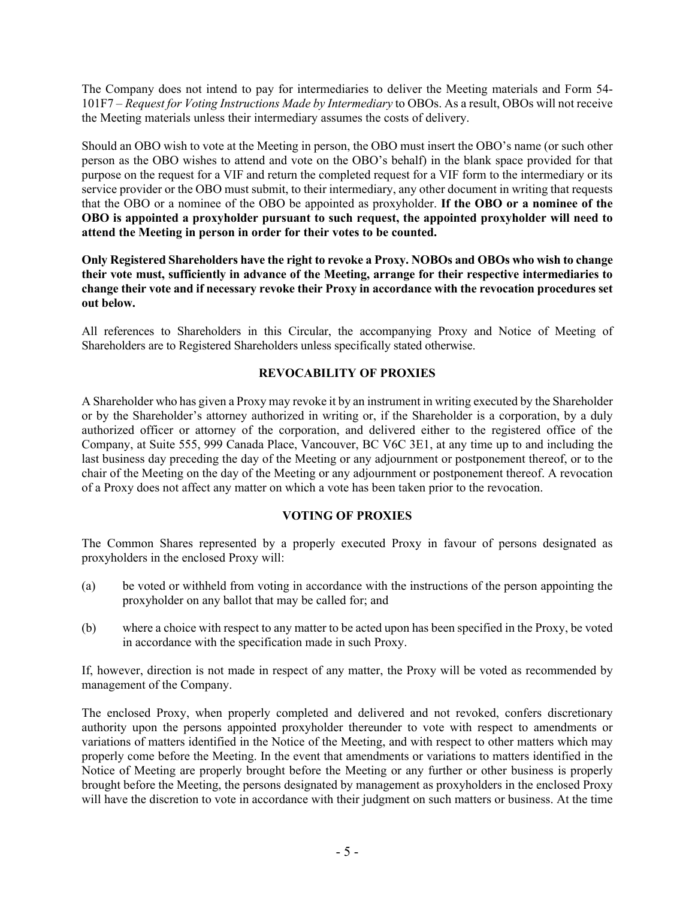The Company does not intend to pay for intermediaries to deliver the Meeting materials and Form 54-101F7 – *Request for Voting Instructions Made by Intermediary* to OBOs. As a result, OBOs will not receive the Meeting materials unless their intermediary assumes the costs of delivery.

Should an OBO wish to vote at the Meeting in person, the OBO must insert the OBO's name (or such other person as the OBO wishes to attend and vote on the OBO's behalf) in the blank space provided for that purpose on the request for a VIF and return the completed request for a VIF form to the intermediary or its service provider or the OBO must submit, to their intermediary, any other document in writing that requests that the OBO or a nominee of the OBO be appointed as proxyholder. **If the OBO or a nominee of the OBO is appointed a proxyholder pursuant to such request, the appointed proxyholder will need to attend the Meeting in person in order for their votes to be counted.**

**Only Registered Shareholders have the right to revoke a Proxy. NOBOs and OBOs who wish to change their vote must, sufficiently in advance of the Meeting, arrange for their respective intermediaries to change their vote and if necessary revoke their Proxy in accordance with the revocation procedures set out below.**

All references to Shareholders in this Circular, the accompanying Proxy and Notice of Meeting of Shareholders are to Registered Shareholders unless specifically stated otherwise.

## REVOCABILITY OF PROXIES

A Shareholder who has given a Proxy may revoke it by an instrument in writing executed by the Shareholder or by the Shareholder's attorney authorized in writing or, if the Shareholder is a corporation, by a duly authorized officer or attorney of the corporation, and delivered either to the registered office of the Company, at Suite 555, 999 Canada Place, Vancouver, BC V6C 3E1, at any time up to and including the last business day preceding the day of the Meeting or any adjournment or postponement thereof, or to the chair of the Meeting on the day of the Meeting or any adjournment or postponement thereof. A revocation of a Proxy does not affect any matter on which a vote has been taken prior to the revocation.

## VOTING OF PROXIES

The Common Shares represented by a properly executed Proxy in favour of persons designated as proxyholders in the enclosed Proxy will:

(a) be voted or withheld from voting in accordance with the instructions of the person appointing the proxyholder on any ballot that may be called for; and

(b) where a choice with respect to any matter to be acted upon has been specified in the Proxy, be voted in accordance with the specification made in such Proxy.

If, however, direction is not made in respect of any matter, the Proxy will be voted as recommended by management of the Company.

The enclosed Proxy, when properly completed and delivered and not revoked, confers discretionary authority upon the persons appointed proxyholder thereunder to vote with respect to amendments or variations of matters identified in the Notice of the Meeting, and with respect to other matters which may properly come before the Meeting. In the event that amendments or variations to matters identified in the Notice of Meeting are properly brought before the Meeting or any further or other business is properly brought before the Meeting, the persons designated by management as proxyholders in the enclosed Proxy will have the discretion to vote in accordance with their judgment on such matters or business. At the time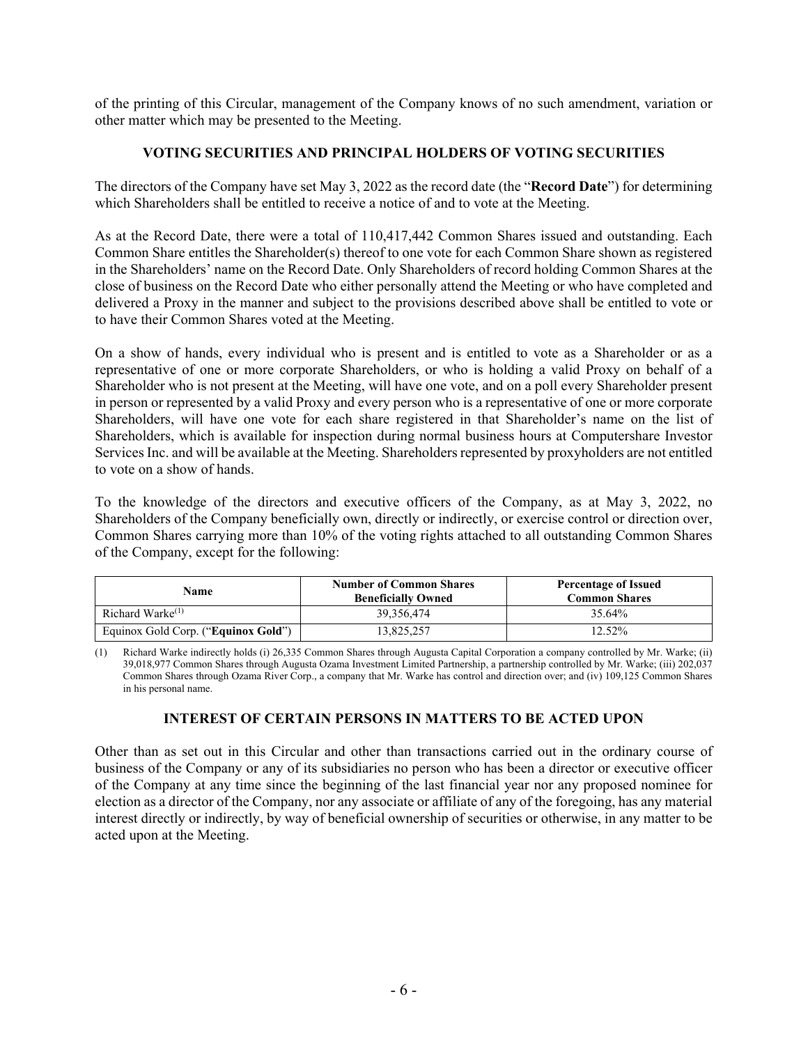of the printing of this Circular, management of the Company knows of no such amendment, variation or other matter which may be presented to the Meeting.

## VOTING SECURITIES AND PRINCIPAL HOLDERS OF VOTING SECURITIES

The directors of the Company have set May 3, 2022 as the record date (the "**Record Date**") for determining which Shareholders shall be entitled to receive a notice of and to vote at the Meeting.

As at the Record Date, there were a total of 110,417,442 Common Shares issued and outstanding. Each Common Share entitles the Shareholder(s) thereof to one vote for each Common Share shown as registered in the Shareholders' name on the Record Date. Only Shareholders of record holding Common Shares at the close of business on the Record Date who either personally attend the Meeting or who have completed and delivered a Proxy in the manner and subject to the provisions described above shall be entitled to vote or to have their Common Shares voted at the Meeting.

On a show of hands, every individual who is present and is entitled to vote as a Shareholder or as a representative of one or more corporate Shareholders, or who is holding a valid Proxy on behalf of a Shareholder who is not present at the Meeting, will have one vote, and on a poll every Shareholder present in person or represented by a valid Proxy and every person who is a representative of one or more corporate Shareholders, will have one vote for each share registered in that Shareholder's name on the list of Shareholders, which is available for inspection during normal business hours at Computershare Investor Services Inc. and will be available at the Meeting. Shareholders represented by proxyholders are not entitled to vote on a show of hands.

To the knowledge of the directors and executive officers of the Company, as at May 3, 2022, no Shareholders of the Company beneficially own, directly or indirectly, or exercise control or direction over, Common Shares carrying more than 10% of the voting rights attached to all outstanding Common Shares of the Company, except for the following:

| Name | Number of Common Shares Beneficially Owned | Percentage of Issued Common Shares |
|---|---|---|
| Richard Warke[(1)] | 39,356,474 | 35.64% |
| Equinox Gold Corp. ("**Equinox Gold**") | 13,825,257 | 12.52% |

(1) Richard Warke indirectly holds (i) 26,335 Common Shares through Augusta Capital Corporation a company controlled by Mr. Warke; (ii) 39,018,977 Common Shares through Augusta Ozama Investment Limited Partnership, a partnership controlled by Mr. Warke; (iii) 202,037 Common Shares through Ozama River Corp., a company that Mr. Warke has control and direction over; and (iv) 109,125 Common Shares in his personal name.

## INTEREST OF CERTAIN PERSONS IN MATTERS TO BE ACTED UPON

Other than as set out in this Circular and other than transactions carried out in the ordinary course of business of the Company or any of its subsidiaries no person who has been a director or executive officer of the Company at any time since the beginning of the last financial year nor any proposed nominee for election as a director of the Company, nor any associate or affiliate of any of the foregoing, has any material interest directly or indirectly, by way of beneficial ownership of securities or otherwise, in any matter to be acted upon at the Meeting.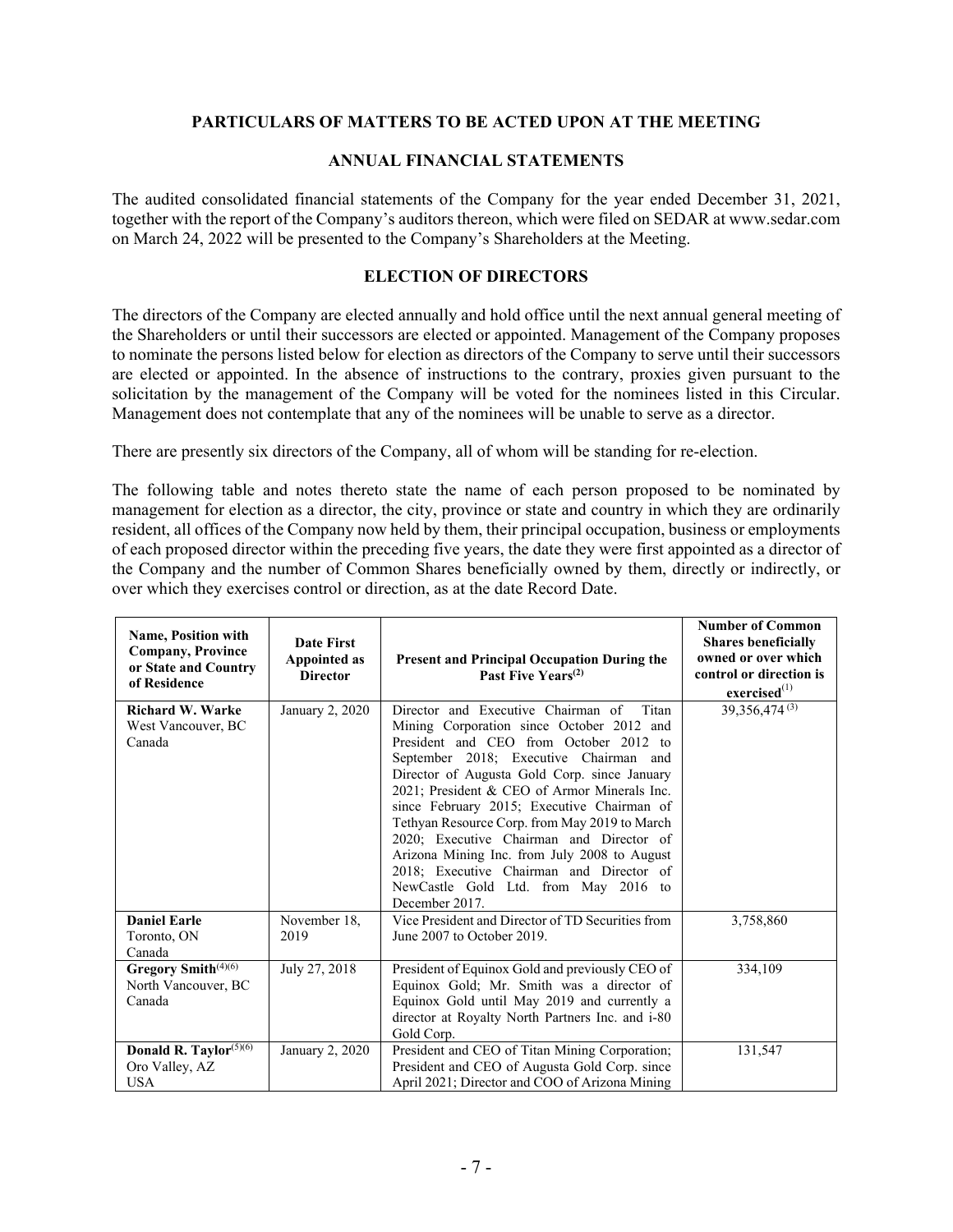## PARTICULARS OF MATTERS TO BE ACTED UPON AT THE MEETING

### ANNUAL FINANCIAL STATEMENTS

The audited consolidated financial statements of the Company for the year ended December 31, 2021, together with the report of the Company's auditors thereon, which were filed on SEDAR at www.sedar.com on March 24, 2022 will be presented to the Company's Shareholders at the Meeting.

### ELECTION OF DIRECTORS

The directors of the Company are elected annually and hold office until the next annual general meeting of the Shareholders or until their successors are elected or appointed. Management of the Company proposes to nominate the persons listed below for election as directors of the Company to serve until their successors are elected or appointed. In the absence of instructions to the contrary, proxies given pursuant to the solicitation by the management of the Company will be voted for the nominees listed in this Circular. Management does not contemplate that any of the nominees will be unable to serve as a director.

There are presently six directors of the Company, all of whom will be standing for re-election.

The following table and notes thereto state the name of each person proposed to be nominated by management for election as a director, the city, province or state and country in which they are ordinarily resident, all offices of the Company now held by them, their principal occupation, business or employments of each proposed director within the preceding five years, the date they were first appointed as a director of the Company and the number of Common Shares beneficially owned by them, directly or indirectly, or over which they exercises control or direction, as at the date Record Date.

| Name, Position with Company, Province or State and Country of Residence | Date First Appointed as Director | Present and Principal Occupation During the Past Five Years[2] | Number of Common Shares beneficially owned or over which control or direction is exercised[1] |
|---|---|---|---|
| **Richard W. Warke** West Vancouver, BC Canada | January 2, 2020 | Director and Executive Chairman of Titan Mining Corporation since October 2012 and President and CEO from October 2012 to September 2018; Executive Chairman and Director of Augusta Gold Corp. since January 2021; President & CEO of Armor Minerals Inc. since February 2015; Executive Chairman of Tethyan Resource Corp. from May 2019 to March 2020; Executive Chairman and Director of Arizona Mining Inc. from July 2008 to August 2018; Executive Chairman and Director of NewCastle Gold Ltd. from May 2016 to December 2017. | 39,356,474[3] |
| **Daniel Earle** Toronto, ON Canada | November 18, 2019 | Vice President and Director of TD Securities from June 2007 to October 2019. | 3,758,860 |
| **Gregory Smith**[4][6] North Vancouver, BC Canada | July 27, 2018 | President of Equinox Gold and previously CEO of Equinox Gold; Mr. Smith was a director of Equinox Gold until May 2019 and currently a director at Royalty North Partners Inc. and i-80 Gold Corp. | 334,109 |
| **Donald R. Taylor**[5][6] Oro Valley, AZ USA | January 2, 2020 | President and CEO of Titan Mining Corporation; President and CEO of Augusta Gold Corp. since April 2021; Director and COO of Arizona Mining | 131,547 |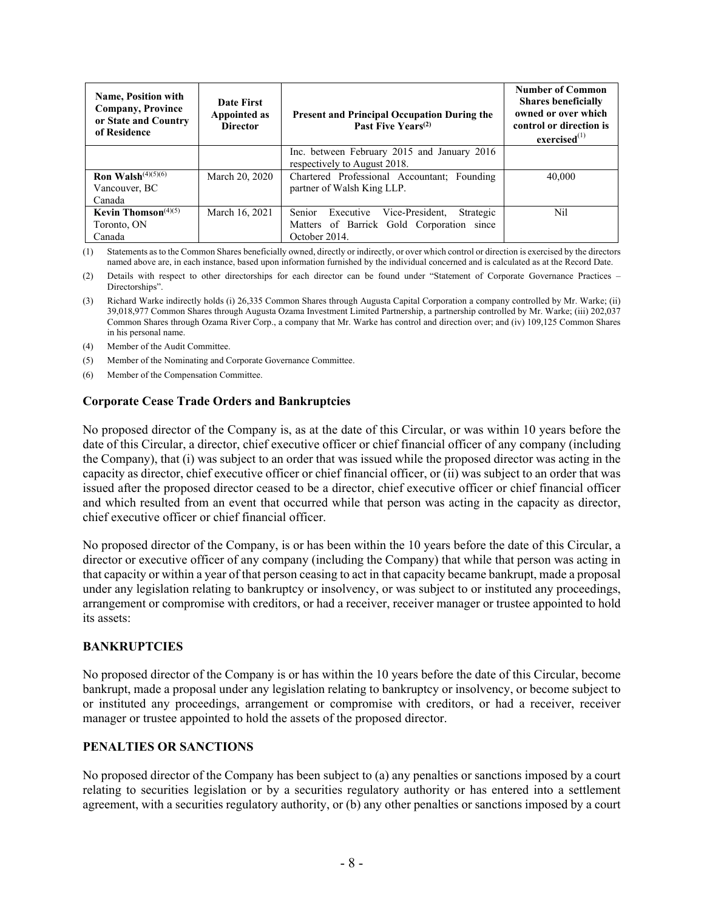| Name, Position with Company, Province or State and Country of Residence | Date First Appointed as Director | Present and Principal Occupation During the Past Five Years(2) | Number of Common Shares beneficially owned or over which control or direction is exercised(1) |
|---|---|---|---|
| | | Inc. between February 2015 and January 2016 respectively to August 2018. | |
| **Ron Walsh**(4)(5)(6) Vancouver, BC Canada | March 20, 2020 | Chartered Professional Accountant; Founding partner of Walsh King LLP. | 40,000 |
| **Kevin Thomson**(4)(5) Toronto, ON Canada | March 16, 2021 | Senior Executive Vice-President, Strategic Matters of Barrick Gold Corporation since October 2014. | Nil |

(1) Statements as to the Common Shares beneficially owned, directly or indirectly, or over which control or direction is exercised by the directors named above are, in each instance, based upon information furnished by the individual concerned and is calculated as at the Record Date.

(2) Details with respect to other directorships for each director can be found under "Statement of Corporate Governance Practices – Directorships".

(3) Richard Warke indirectly holds (i) 26,335 Common Shares through Augusta Capital Corporation a company controlled by Mr. Warke; (ii) 39,018,977 Common Shares through Augusta Ozama Investment Limited Partnership, a partnership controlled by Mr. Warke; (iii) 202,037 Common Shares through Ozama River Corp., a company that Mr. Warke has control and direction over; and (iv) 109,125 Common Shares in his personal name.

(4) Member of the Audit Committee.

(5) Member of the Nominating and Corporate Governance Committee.

(6) Member of the Compensation Committee.

### Corporate Cease Trade Orders and Bankruptcies

No proposed director of the Company is, as at the date of this Circular, or was within 10 years before the date of this Circular, a director, chief executive officer or chief financial officer of any company (including the Company), that (i) was subject to an order that was issued while the proposed director was acting in the capacity as director, chief executive officer or chief financial officer, or (ii) was subject to an order that was issued after the proposed director ceased to be a director, chief executive officer or chief financial officer and which resulted from an event that occurred while that person was acting in the capacity as director, chief executive officer or chief financial officer.

No proposed director of the Company, is or has been within the 10 years before the date of this Circular, a director or executive officer of any company (including the Company) that while that person was acting in that capacity or within a year of that person ceasing to act in that capacity became bankrupt, made a proposal under any legislation relating to bankruptcy or insolvency, or was subject to or instituted any proceedings, arrangement or compromise with creditors, or had a receiver, receiver manager or trustee appointed to hold its assets:

### BANKRUPTCIES

No proposed director of the Company is or has within the 10 years before the date of this Circular, become bankrupt, made a proposal under any legislation relating to bankruptcy or insolvency, or become subject to or instituted any proceedings, arrangement or compromise with creditors, or had a receiver, receiver manager or trustee appointed to hold the assets of the proposed director.

### PENALTIES OR SANCTIONS

No proposed director of the Company has been subject to (a) any penalties or sanctions imposed by a court relating to securities legislation or by a securities regulatory authority or has entered into a settlement agreement, with a securities regulatory authority, or (b) any other penalties or sanctions imposed by a court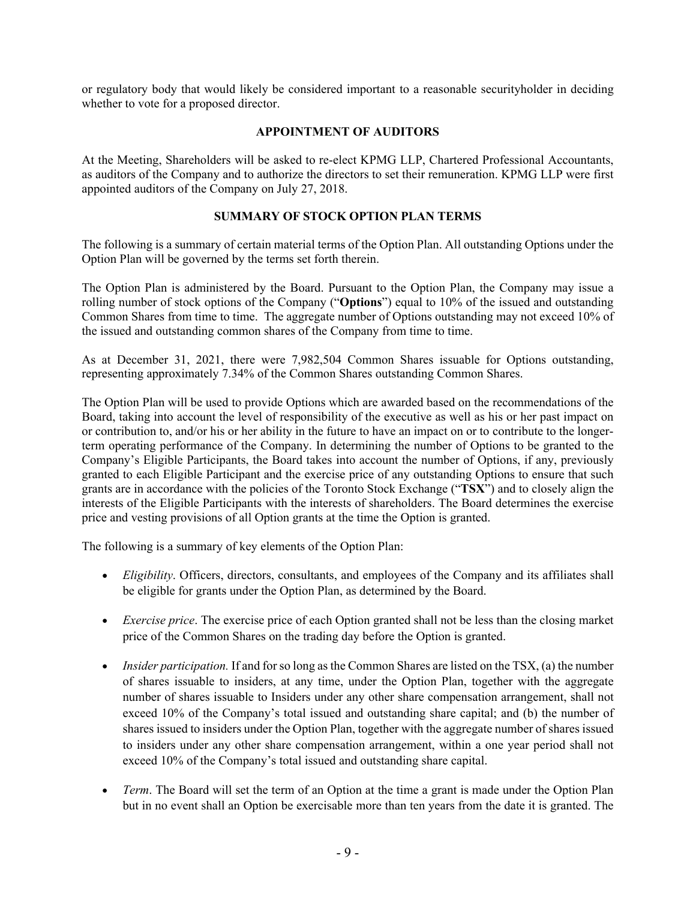or regulatory body that would likely be considered important to a reasonable securityholder in deciding whether to vote for a proposed director.

## APPOINTMENT OF AUDITORS

At the Meeting, Shareholders will be asked to re-elect KPMG LLP, Chartered Professional Accountants, as auditors of the Company and to authorize the directors to set their remuneration. KPMG LLP were first appointed auditors of the Company on July 27, 2018.

## SUMMARY OF STOCK OPTION PLAN TERMS

The following is a summary of certain material terms of the Option Plan. All outstanding Options under the Option Plan will be governed by the terms set forth therein.

The Option Plan is administered by the Board. Pursuant to the Option Plan, the Company may issue a rolling number of stock options of the Company ("**Options**") equal to 10% of the issued and outstanding Common Shares from time to time. The aggregate number of Options outstanding may not exceed 10% of the issued and outstanding common shares of the Company from time to time.

As at December 31, 2021, there were 7,982,504 Common Shares issuable for Options outstanding, representing approximately 7.34% of the Common Shares outstanding Common Shares.

The Option Plan will be used to provide Options which are awarded based on the recommendations of the Board, taking into account the level of responsibility of the executive as well as his or her past impact on or contribution to, and/or his or her ability in the future to have an impact on or to contribute to the longer-term operating performance of the Company. In determining the number of Options to be granted to the Company's Eligible Participants, the Board takes into account the number of Options, if any, previously granted to each Eligible Participant and the exercise price of any outstanding Options to ensure that such grants are in accordance with the policies of the Toronto Stock Exchange ("**TSX**") and to closely align the interests of the Eligible Participants with the interests of shareholders. The Board determines the exercise price and vesting provisions of all Option grants at the time the Option is granted.

The following is a summary of key elements of the Option Plan:

- *Eligibility*. Officers, directors, consultants, and employees of the Company and its affiliates shall be eligible for grants under the Option Plan, as determined by the Board.

- *Exercise price*. The exercise price of each Option granted shall not be less than the closing market price of the Common Shares on the trading day before the Option is granted.

- *Insider participation.* If and for so long as the Common Shares are listed on the TSX, (a) the number of shares issuable to insiders, at any time, under the Option Plan, together with the aggregate number of shares issuable to Insiders under any other share compensation arrangement, shall not exceed 10% of the Company's total issued and outstanding share capital; and (b) the number of shares issued to insiders under the Option Plan, together with the aggregate number of shares issued to insiders under any other share compensation arrangement, within a one year period shall not exceed 10% of the Company's total issued and outstanding share capital.

- *Term*. The Board will set the term of an Option at the time a grant is made under the Option Plan but in no event shall an Option be exercisable more than ten years from the date it is granted. The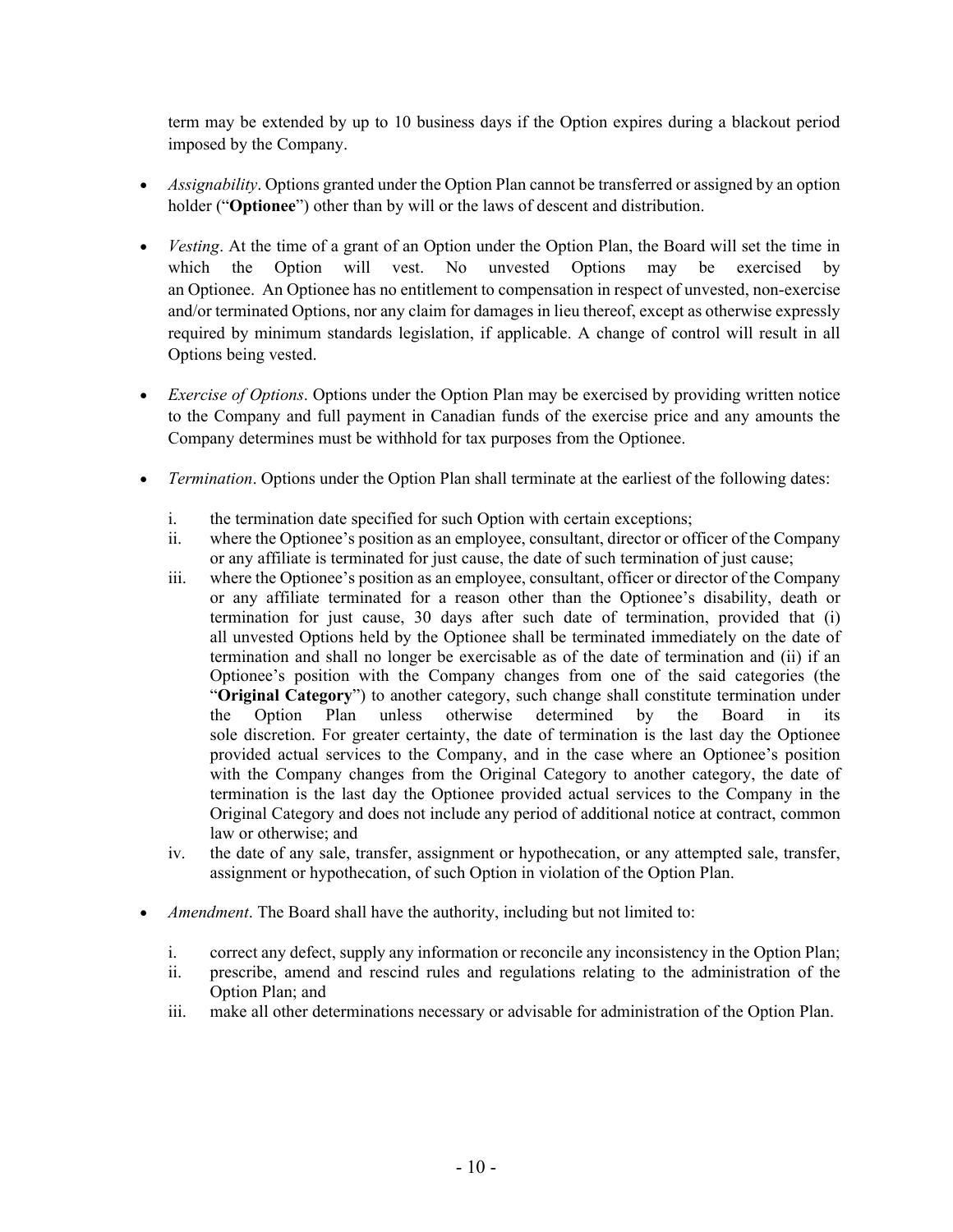term may be extended by up to 10 business days if the Option expires during a blackout period imposed by the Company.

- *Assignability*. Options granted under the Option Plan cannot be transferred or assigned by an option holder ("**Optionee**") other than by will or the laws of descent and distribution.

- *Vesting*. At the time of a grant of an Option under the Option Plan, the Board will set the time in which the Option will vest. No unvested Options may be exercised by an Optionee. An Optionee has no entitlement to compensation in respect of unvested, non-exercise and/or terminated Options, nor any claim for damages in lieu thereof, except as otherwise expressly required by minimum standards legislation, if applicable. A change of control will result in all Options being vested.

- *Exercise of Options*. Options under the Option Plan may be exercised by providing written notice to the Company and full payment in Canadian funds of the exercise price and amounts the Company determines must be withhold for tax purposes from the Optionee.

- *Termination*. Options under the Option Plan shall terminate at the earliest of the following dates:

    i. the termination date specified for such Option with certain exceptions;
    ii. where the Optionee's position as an employee, consultant, director or officer of the Company or any affiliate is terminated for just cause, the date of such termination of just cause;
    iii. where the Optionee's position as an employee, consultant, officer or director of the Company or any affiliate terminated for a reason other than the Optionee's disability, death or termination for just cause, 30 days after such date of termination, provided that (i) all unvested Options held by the Optionee shall be terminated immediately on the date of termination and shall no longer be exercisable as of the date of termination and (ii) if an Optionee's position with the Company changes from one of the said categories (the "**Original Category**") to another category, such change shall constitute termination under the Option Plan unless otherwise determined by the Board in its sole discretion. For greater certainty, the date of termination is the last day the Optionee provided actual services to the Company, and in the case where an Optionee's position with the Company changes from the Original Category to another category, the date of termination is the last day the Optionee provided actual services to the Company in the Original Category and does not include any period of additional notice at contract, common law or otherwise; and
    iv. the date of any sale, transfer, assignment or hypothecation, or any attempted sale, transfer, assignment or hypothecation, of such Option in violation of the Option Plan.

- *Amendment*. The Board shall have the authority, including but not limited to:

    i. correct any defect, supply any information or reconcile any inconsistency in the Option Plan;
    ii. prescribe, amend and rescind rules and regulations relating to the administration of the Option Plan; and
    iii. make all other determinations necessary or advisable for administration of the Option Plan.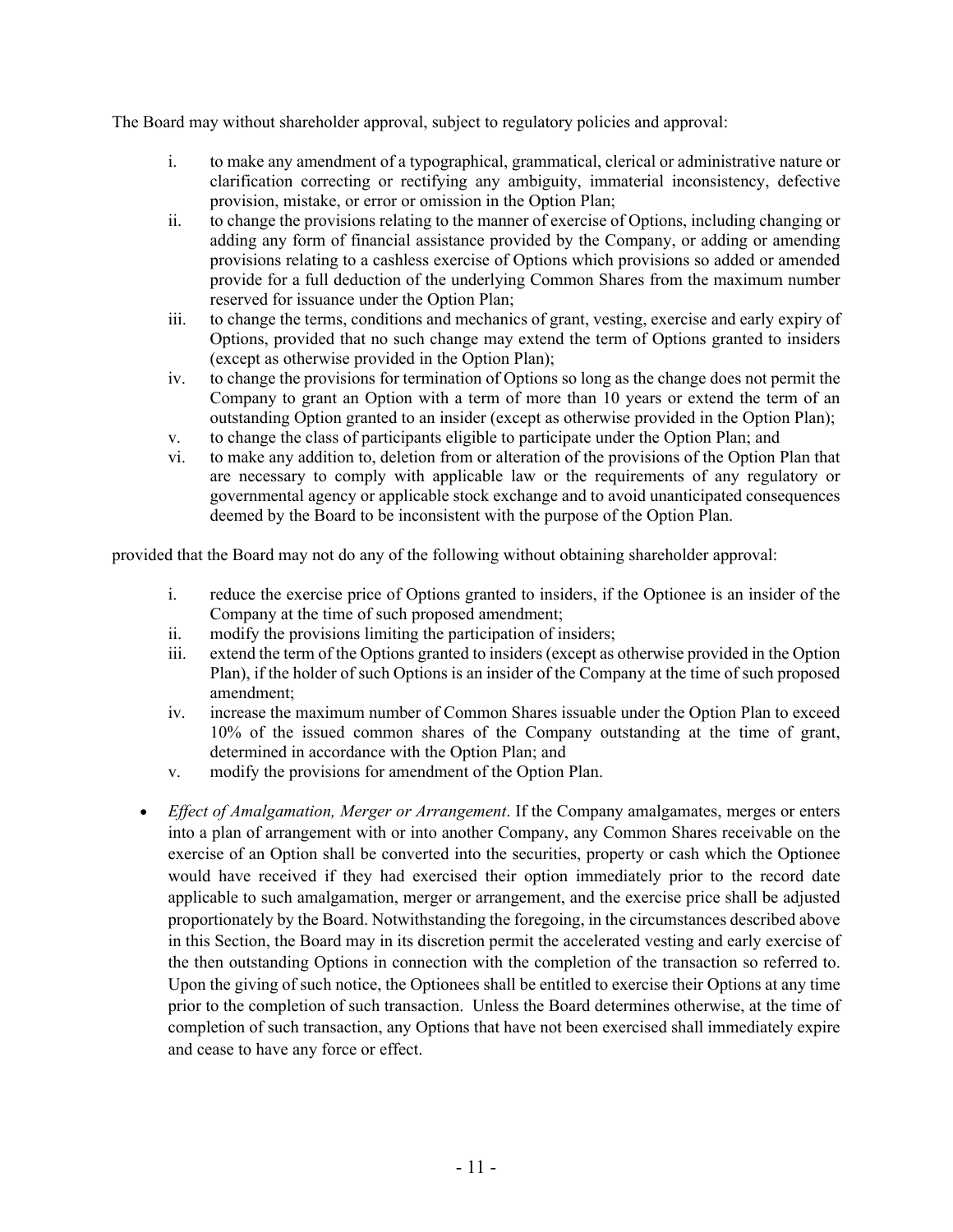The Board may without shareholder approval, subject to regulatory policies and approval:

i. to make any amendment of a typographical, grammatical, clerical or administrative nature or clarification correcting or rectifying any ambiguity, immaterial inconsistency, defective provision, mistake, or error or omission in the Option Plan;
ii. to change the provisions relating to the manner of exercise of Options, including changing or adding any form of financial assistance provided by the Company, or adding or amending provisions relating to a cashless exercise of Options which provisions so added or amended provide for a full deduction of the underlying Common Shares from the maximum number reserved for issuance under the Option Plan;
iii. to change the terms, conditions and mechanics of grant, vesting, exercise and early expiry of Options, provided that no such change may extend the term of Options granted to insiders (except as otherwise provided in the Option Plan);
iv. to change the provisions for termination of Options so long as the change does not permit the Company to grant an Option with a term of more than 10 years or extend the term of an outstanding Option granted to an insider (except as otherwise provided in the Option Plan);
v. to change the class of participants eligible to participate under the Option Plan; and
vi. to make any addition to, deletion from or alteration of the provisions of the Option Plan that are necessary to comply with applicable law or the requirements of any regulatory or governmental agency or applicable stock exchange and to avoid unanticipated consequences deemed by the Board to be inconsistent with the purpose of the Option Plan.

provided that the Board may not do any of the following without obtaining shareholder approval:

i. reduce the exercise price of Options granted to insiders, if the Optionee is an insider of the Company at the time of such proposed amendment;
ii. modify the provisions limiting the participation of insiders;
iii. extend the term of the Options granted to insiders (except as otherwise provided in the Option Plan), if the holder of such Options is an insider of the Company at the time of such proposed amendment;
iv. increase the maximum number of Common Shares issuable under the Option Plan to exceed 10% of the issued common shares of the Company outstanding at the time of grant, determined in accordance with the Option Plan; and
v. modify the provisions for amendment of the Option Plan.

- *Effect of Amalgamation, Merger or Arrangement*. If the Company amalgamates, merges or enters into a plan of arrangement with or into another Company, any Common Shares receivable on the exercise of an Option shall be converted into the securities, property or cash which the Optionee would have received if they had exercised their option immediately prior to the record date applicable to such amalgamation, merger or arrangement, and the exercise price shall be adjusted proportionately by the Board. Notwithstanding the foregoing, in the circumstances described above in this Section, the Board may in its discretion permit the accelerated vesting and early exercise of the then outstanding Options in connection with the completion of the transaction so referred to. Upon the giving of such notice, the Optionees shall be entitled to exercise their Options at any time prior to the completion of such transaction. Unless the Board determines otherwise, at the time of completion of such transaction, any Options that have not been exercised shall immediately expire and cease to have any force or effect.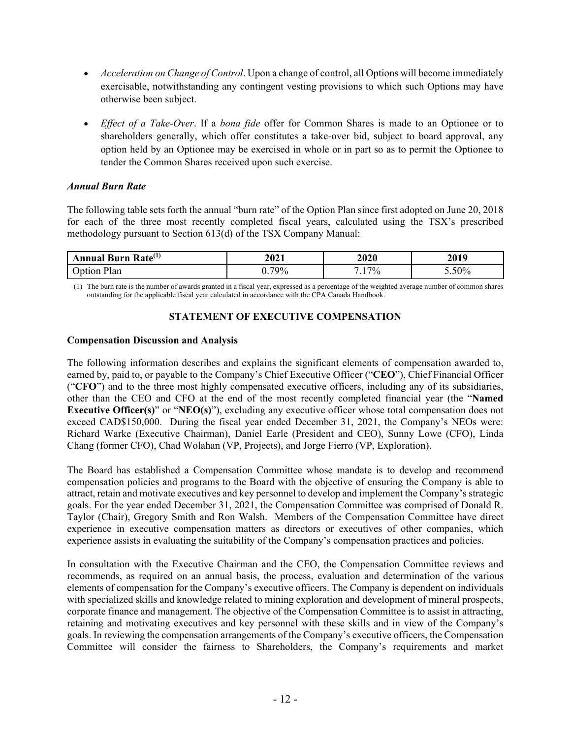- *Acceleration on Change of Control*. Upon a change of control, all Options will become immediately exercisable, notwithstanding any contingent vesting provisions to which such Options may have otherwise been subject.

- *Effect of a Take-Over*. If a *bona fide* offer for Common Shares is made to an Optionee or to shareholders generally, which offer constitutes a take-over bid, subject to board approval, any option held by an Optionee may be exercised in whole or in part so as to permit the Optionee to tender the Common Shares received upon such exercise.

### *Annual Burn Rate*

The following table sets forth the annual "burn rate" of the Option Plan since first adopted on June 20, 2018 for each of the three most recently completed fiscal years, calculated using the TSX's prescribed methodology pursuant to Section 613(d) of the TSX Company Manual:

| Annual Burn Rate(1) | 2021 | 2020 | 2019 |
| --- | --- | --- | --- |
| Option Plan | 0.79% | 7.17% | 5.50% |

(1) The burn rate is the number of awards granted in a fiscal year, expressed as a percentage of the weighted average number of common shares outstanding for the applicable fiscal year calculated in accordance with the CPA Canada Handbook.

## STATEMENT OF EXECUTIVE COMPENSATION

### Compensation Discussion and Analysis

The following information describes and explains the significant elements of compensation awarded to, earned by, paid to, or payable to the Company's Chief Executive Officer ("**CEO**"), Chief Financial Officer ("**CFO**") and to the three most highly compensated executive officers, including any of its subsidiaries, other than the CEO and CFO at the end of the most recently completed financial year (the "**Named Executive Officer(s)**" or "**NEO(s)**"), excluding any executive officer whose total compensation does not exceed CAD$150,000. During the fiscal year ended December 31, 2021, the Company's NEOs were: Richard Warke (Executive Chairman), Daniel Earle (President and CEO), Sunny Lowe (CFO), Linda Chang (former CFO), Chad Wolahan (VP, Projects), and Jorge Fierro (VP, Exploration).

The Board has established a Compensation Committee whose mandate is to develop and recommend compensation policies and programs to the Board with the objective of ensuring the Company is able to attract, retain and motivate executives and key personnel to develop and implement the Company's strategic goals. For the year ended December 31, 2021, the Compensation Committee was comprised of Donald R. Taylor (Chair), Gregory Smith and Ron Walsh. Members of the Compensation Committee have direct experience in executive compensation matters as directors or executives of other companies, which experience assists in evaluating the suitability of the Company's compensation practices and policies.

In consultation with the Executive Chairman and the CEO, the Compensation Committee reviews and recommends, as required on an annual basis, the process, evaluation and determination of the various elements of compensation for the Company's executive officers. The Company is dependent on individuals with specialized skills and knowledge related to mining exploration and development of mineral prospects, corporate finance and management. The objective of the Compensation Committee is to assist in attracting, retaining and motivating executives and key personnel with these skills and in view of the Company's goals. In reviewing the compensation arrangements of the Company's executive officers, the Compensation Committee will consider the fairness to Shareholders, the Company's requirements and market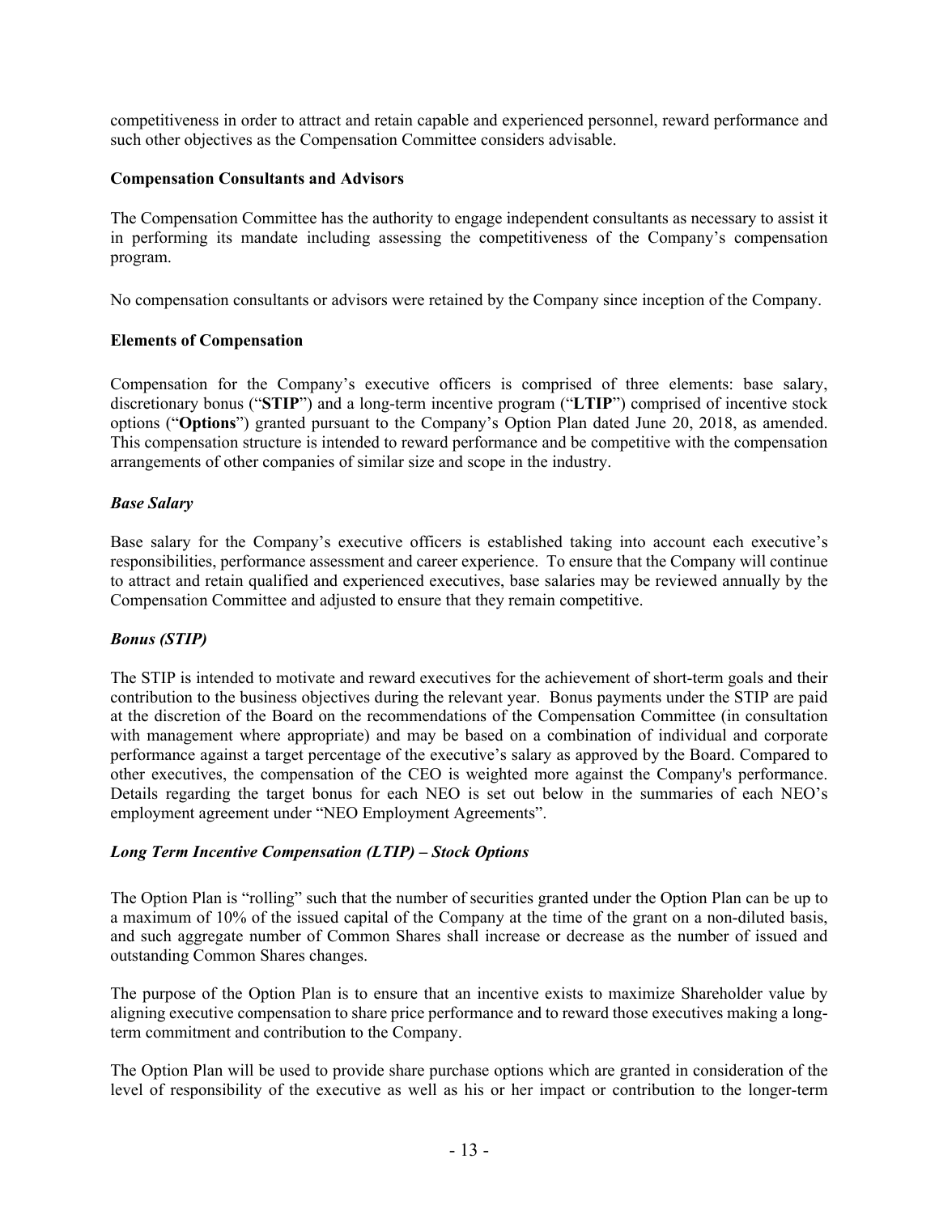competitiveness in order to attract and retain capable and experienced personnel, reward performance and such other objectives as the Compensation Committee considers advisable.

**Compensation Consultants and Advisors**

The Compensation Committee has the authority to engage independent consultants as necessary to assist it in performing its mandate including assessing the competitiveness of the Company's compensation program.

No compensation consultants or advisors were retained by the Company since inception of the Company.

**Elements of Compensation**

Compensation for the Company's executive officers is comprised of three elements: base salary, discretionary bonus ("**STIP**") and a long-term incentive program ("**LTIP**") comprised of incentive stock options ("**Options**") granted pursuant to the Company's Option Plan dated June 20, 2018, as amended. This compensation structure is intended to reward performance and be competitive with the compensation arrangements of other companies of similar size and scope in the industry.

***Base Salary***

Base salary for the Company's executive officers is established taking into account each executive's responsibilities, performance assessment and career experience. To ensure that the Company will continue to attract and retain qualified and experienced executives, base salaries may be reviewed annually by the Compensation Committee and adjusted to ensure that they remain competitive.

***Bonus (STIP)***

The STIP is intended to motivate and reward executives for the achievement of short-term goals and their contribution to the business objectives during the relevant year. Bonus payments under the STIP are paid at the discretion of the Board on the recommendations of the Compensation Committee (in consultation with management where appropriate) and may be based on a combination of individual and corporate performance against a target percentage of the executive's salary as approved by the Board. Compared to other executives, the compensation of the CEO is weighted more against the Company's performance. Details regarding the target bonus for each NEO is set out below in the summaries of each NEO's employment agreement under "NEO Employment Agreements".

***Long Term Incentive Compensation (LTIP) – Stock Options***

The Option Plan is "rolling" such that the number of securities granted under the Option Plan can be up to a maximum of 10% of the issued capital of the Company at the time of the grant on a non-diluted basis, and such aggregate number of Common Shares shall increase or decrease as the number of issued and outstanding Common Shares changes.

The purpose of the Option Plan is to ensure that an incentive exists to maximize Shareholder value by aligning executive compensation to share price performance and to reward those executives making a long-term commitment and contribution to the Company.

The Option Plan will be used to provide share purchase options which are granted in consideration of the level of responsibility of the executive as well as his or her impact or contribution to the longer-term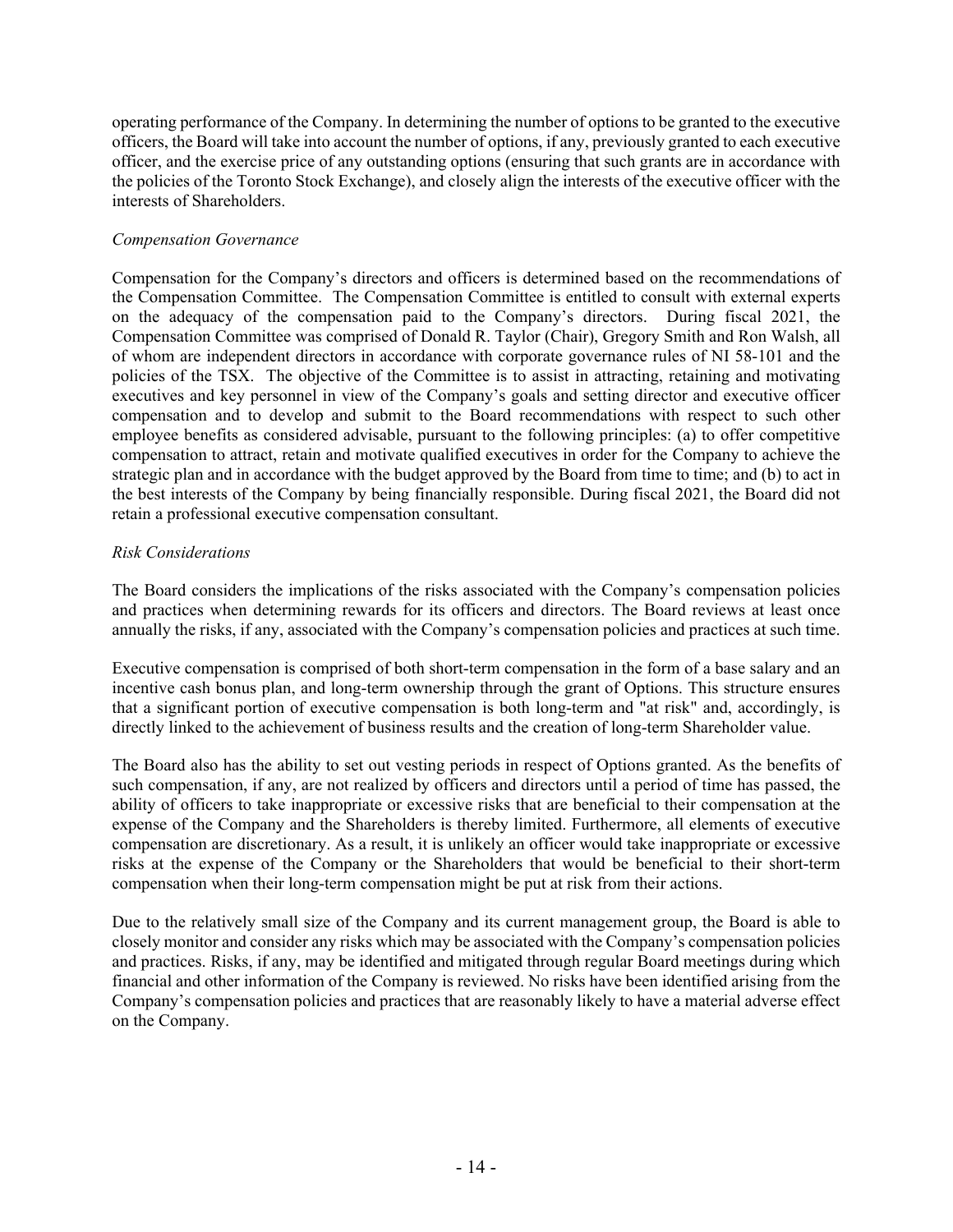operating performance of the Company. In determining the number of options to be granted to the executive officers, the Board will take into account the number of options, if any, previously granted to each executive officer, and the exercise price of any outstanding options (ensuring that such grants are in accordance with the policies of the Toronto Stock Exchange), and closely align the interests of the executive officer with the interests of Shareholders.

*Compensation Governance*

Compensation for the Company's directors and officers is determined based on the recommendations of the Compensation Committee. The Compensation Committee is entitled to consult with external experts on the adequacy of the compensation paid to the Company's directors. During fiscal 2021, the Compensation Committee was comprised of Donald R. Taylor (Chair), Gregory Smith and Ron Walsh, all of whom are independent directors in accordance with corporate governance rules of NI 58-101 and the policies of the TSX. The objective of the Committee is to assist in attracting, retaining and motivating executives and key personnel in view of the Company's goals and setting director and executive officer compensation and to develop and submit to the Board recommendations with respect to such other employee benefits as considered advisable, pursuant to the following principles: (a) to offer competitive compensation to attract, retain and motivate qualified executives in order for the Company to achieve the strategic plan and in accordance with the budget approved by the Board from time to time; and (b) to act in the best interests of the Company by being financially responsible. During fiscal 2021, the Board did not retain a professional executive compensation consultant.

*Risk Considerations*

The Board considers the implications of the risks associated with the Company's compensation policies and practices when determining rewards for its officers and directors. The Board reviews at least once annually the risks, if any, associated with the Company's compensation policies and practices at such time.

Executive compensation is comprised of both short-term compensation in the form of a base salary and an incentive cash bonus plan, and long-term ownership through the grant of Options. This structure ensures that a significant portion of executive compensation is both long-term and "at risk" and, accordingly, is directly linked to the achievement of business results and the creation of long-term Shareholder value.

The Board also has the ability to set out vesting periods in respect of Options granted. As the benefits of such compensation, if any, are not realized by officers and directors until a period of time has passed, the ability of officers to take inappropriate or excessive risks that are beneficial to their compensation at the expense of the Company and the Shareholders is thereby limited. Furthermore, all elements of executive compensation are discretionary. As a result, it is unlikely an officer would take inappropriate or excessive risks at the expense of the Company or the Shareholders that would be beneficial to their short-term compensation when their long-term compensation might be put at risk from their actions.

Due to the relatively small size of the Company and its current management group, the Board is able to closely monitor and consider any risks which may be associated with the Company's compensation policies and practices. Risks, if any, may be identified and mitigated through regular Board meetings during which financial and other information of the Company is reviewed. No risks have been identified arising from the Company's compensation policies and practices that are reasonably likely to have a material adverse effect on the Company.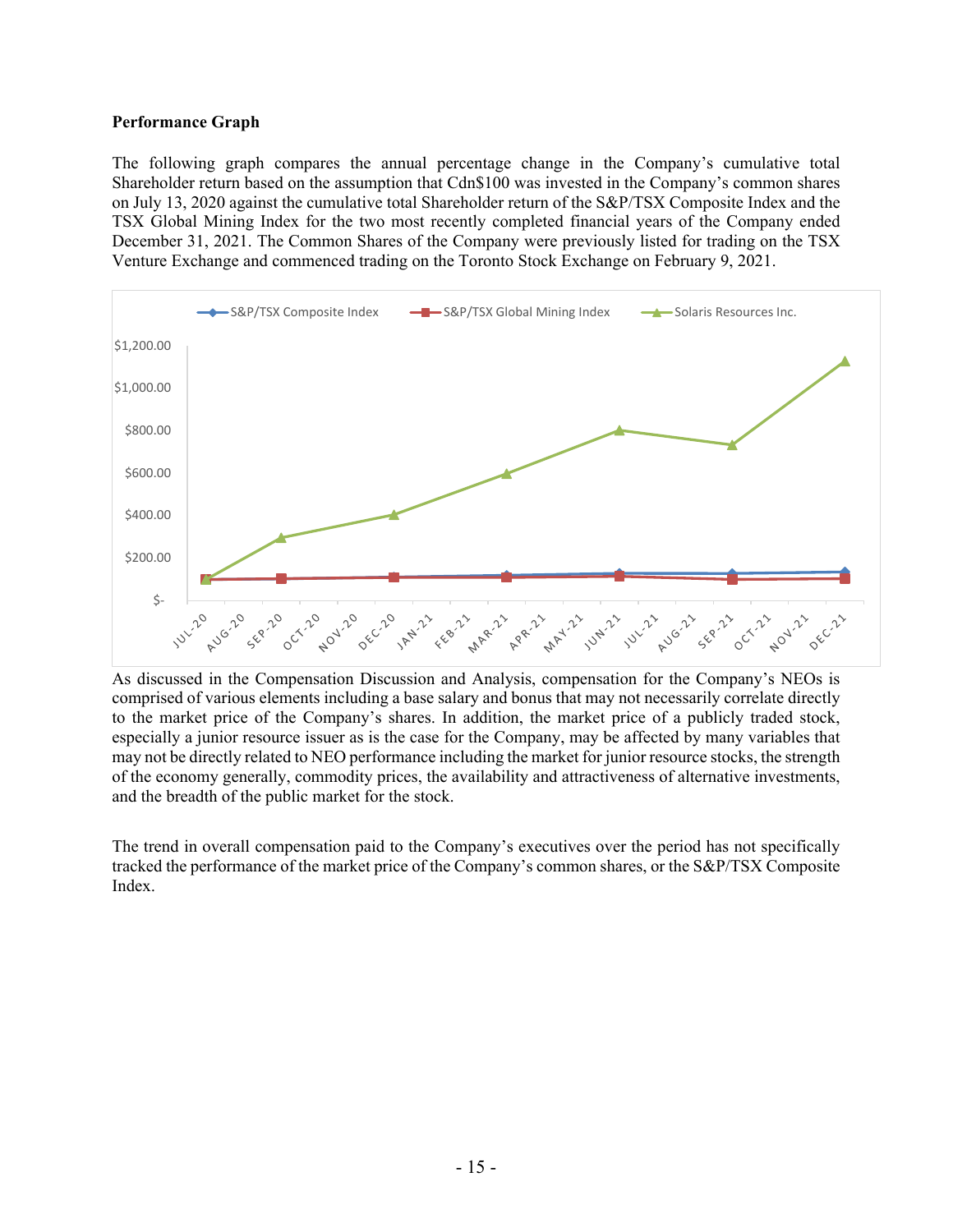**Performance Graph**

The following graph compares the annual percentage change in the Company's cumulative total Shareholder return based on the assumption that Cdn$100 was invested in the Company's common shares on July 13, 2020 against the cumulative total Shareholder return of the S&P/TSX Composite Index and the TSX Global Mining Index for the two most recently completed financial years of the Company ended December 31, 2021. The Common Shares of the Company were previously listed for trading on the TSX Venture Exchange and commenced trading on the Toronto Stock Exchange on February 9, 2021.

As discussed in the Compensation Discussion and Analysis, compensation for the Company's NEOs is comprised of various elements including a base salary and bonus that may not necessarily correlate directly to the market price of the Company's shares. In addition, the market price of a publicly traded stock, especially a junior resource issuer as is the case for the Company, may be affected by many variables that may not be directly related to NEO performance including the market for junior resource stocks, the strength of the economy generally, commodity prices, the availability and attractiveness of alternative investments, and the breadth of the public market for the stock.

The trend in overall compensation paid to the Company's executives over the period has not specifically tracked the performance of the market price of the Company's common shares, or the S&P/TSX Composite Index.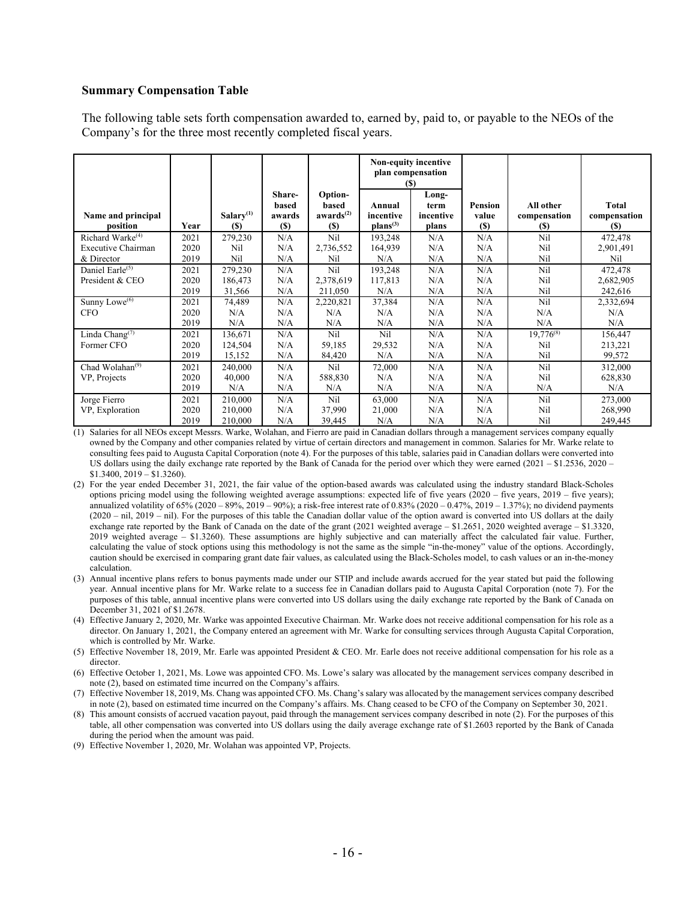### Summary Compensation Table

The following table sets forth compensation awarded to, earned by, paid to, or payable to the NEOs of the Company's for the three most recently completed fiscal years.

| Name and principal position | Year | Salary[(1)] ($) | Share-based awards ($) | Option-based awards[(2)] ($) | Non-equity incentive plan compensation ($) | | Pension value ($) | All other compensation ($) | Total compensation ($) |
|---|---|---|---|---|---|---|---|---|---|
| | | | | | Annual incentive plans[(3)] | Long-term incentive plans | | | |
| Richard Warke[(4)] | 2021 | 279,230 | N/A | Nil | 193,248 | N/A | N/A | Nil | 472,478 |
| Executive Chairman | 2020 | Nil | N/A | 2,736,552 | 164,939 | N/A | N/A | Nil | 2,901,491 |
| & Director | 2019 | Nil | N/A | Nil | N/A | N/A | N/A | Nil | Nil |
| Daniel Earle[(5)] | 2021 | 279,230 | N/A | Nil | 193,248 | N/A | N/A | Nil | 472,478 |
| President & CEO | 2020 | 186,473 | N/A | 2,378,619 | 117,813 | N/A | N/A | Nil | 2,682,905 |
| | 2019 | 31,566 | N/A | 211,050 | N/A | N/A | N/A | Nil | 242,616 |
| Sunny Lowe[(6)] | 2021 | 74,489 | N/A | 2,220,821 | 37,384 | N/A | N/A | Nil | 2,332,694 |
| CFO | 2020 | N/A | N/A | N/A | N/A | N/A | N/A | N/A | N/A |
| | 2019 | N/A | N/A | N/A | N/A | N/A | N/A | N/A | N/A |
| Linda Chang[(7)] | 2021 | 136,671 | N/A | Nil | Nil | N/A | N/A | 19,776[(8)] | 156,447 |
| Former CFO | 2020 | 124,504 | N/A | 59,185 | 29,532 | N/A | N/A | Nil | 213,221 |
| | 2019 | 15,152 | N/A | 84,420 | N/A | N/A | N/A | Nil | 99,572 |
| Chad Wolahan[(9)] | 2021 | 240,000 | N/A | Nil | 72,000 | N/A | N/A | Nil | 312,000 |
| VP, Projects | 2020 | 40,000 | N/A | 588,830 | N/A | N/A | N/A | Nil | 628,830 |
| | 2019 | N/A | N/A | N/A | N/A | N/A | N/A | N/A | N/A |
| Jorge Fierro | 2021 | 210,000 | N/A | Nil | 63,000 | N/A | N/A | Nil | 273,000 |
| VP, Exploration | 2020 | 210,000 | N/A | 37,990 | 21,000 | N/A | N/A | Nil | 268,990 |
| | 2019 | 210,000 | N/A | 39,445 | N/A | N/A | N/A | Nil | 249,445 |

(1) Salaries for all NEOs except Messrs. Warke, Wolahan, and Fierro are paid in Canadian dollars through a management services company equally owned by the Company and other companies related by virtue of certain directors and management in common. Salaries for Mr. Warke relate to consulting fees paid to Augusta Capital Corporation (note 4). For the purposes of this table, salaries paid in Canadian dollars were converted into US dollars using the daily exchange rate reported by the Bank of Canada for the period over which they were earned (2021 – $1.2536, 2020 – $1.3400, 2019 – $1.3260).

(2) For the year ended December 31, 2021, the fair value of the option-based awards was calculated using the industry standard Black-Scholes options pricing model using the following weighted average assumptions: expected life of five years (2020 – five years, 2019 – five years); annualized volatility of 65% (2020 – 89%, 2019 – 90%); a risk-free interest rate of 0.83% (2020 – 0.47%, 2019 – 1.37%); no dividend payments (2020 – nil, 2019 – nil). For the purposes of this table the Canadian dollar value of the option award is converted into US dollars at the daily exchange rate reported by the Bank of Canada on the date of the grant (2021 weighted average – $1.2651, 2020 weighted average – $1.3320, 2019 weighted average – $1.3260). These assumptions are highly subjective and can materially affect the calculated fair value. Further, calculating the value of stock options using this methodology is not the same as the simple "in-the-money" value of the options. Accordingly, caution should be exercised in comparing grant date fair values, as calculated using the Black-Scholes model, to cash values or an in-the-money calculation.

(3) Annual incentive plans refers to bonus payments made under our STIP and include awards accrued for the year stated but paid the following year. Annual incentive plans for Mr. Warke relate to a success fee in Canadian dollars paid to Augusta Capital Corporation (note 7). For the purposes of this table, annual incentive plans were converted into US dollars using the daily exchange rate reported by the Bank of Canada on December 31, 2021 of $1.2678.

(4) Effective January 2, 2020, Mr. Warke was appointed Executive Chairman. Mr. Warke does not receive additional compensation for his role as a director. On January 1, 2021, the Company entered an agreement with Mr. Warke for consulting services through Augusta Capital Corporation, which is controlled by Mr. Warke.

(5) Effective November 18, 2019, Mr. Earle was appointed President & CEO. Mr. Earle does not receive additional compensation for his role as a director.

(6) Effective October 1, 2021, Ms. Lowe was appointed CFO. Ms. Lowe's salary was allocated by the management services company described in note (2), based on estimated time incurred on the Company's affairs.

(7) Effective November 18, 2019, Ms. Chang was appointed CFO. Ms. Chang's salary was allocated by the management services company described in note (2), based on estimated time incurred on the Company's affairs. Ms. Chang ceased to be CFO of the Company on September 30, 2021.

(8) This amount consists of accrued vacation payout, paid through the management services company described in note (2). For the purposes of this table, all other compensation was converted into US dollars using the daily average exchange rate of $1.2603 reported by the Bank of Canada during the period when the amount was paid.

(9) Effective November 1, 2020, Mr. Wolahan was appointed VP, Projects.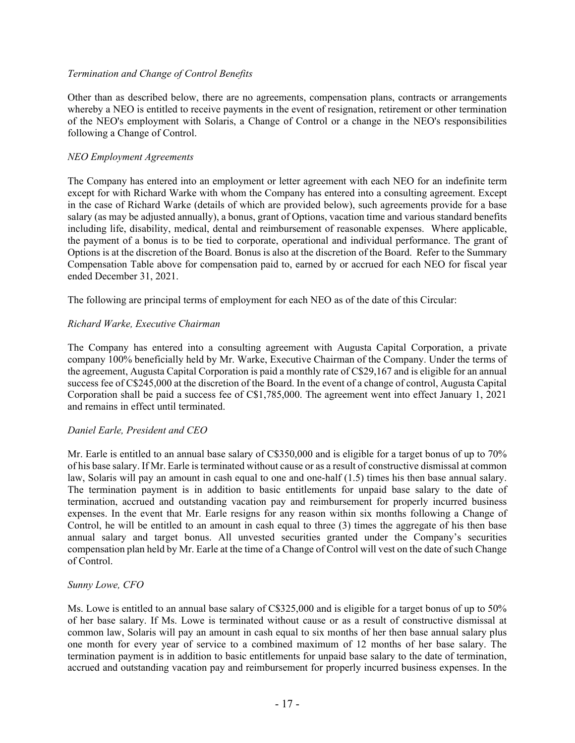*Termination and Change of Control Benefits*

Other than as described below, there are no agreements, compensation plans, contracts or arrangements whereby a NEO is entitled to receive payments in the event of resignation, retirement or other termination of the NEO's employment with Solaris, a Change of Control or a change in the NEO's responsibilities following a Change of Control.

*NEO Employment Agreements*

The Company has entered into an employment or letter agreement with each NEO for an indefinite term except for with Richard Warke with whom the Company has entered into a consulting agreement. Except in the case of Richard Warke (details of which are provided below), such agreements provide for a base salary (as may be adjusted annually), a bonus, grant of Options, vacation time and various standard benefits including life, disability, medical, dental and reimbursement of reasonable expenses. Where applicable, the payment of a bonus is to be tied to corporate, operational and individual performance. The grant of Options is at the discretion of the Board. Bonus is also at the discretion of the Board. Refer to the Summary Compensation Table above for compensation paid to, earned by or accrued for each NEO for fiscal year ended December 31, 2021.

The following are principal terms of employment for each NEO as of the date of this Circular:

*Richard Warke, Executive Chairman*

The Company has entered into a consulting agreement with Augusta Capital Corporation, a private company 100% beneficially held by Mr. Warke, Executive Chairman of the Company. Under the terms of the agreement, Augusta Capital Corporation is paid a monthly rate of C$29,167 and is eligible for an annual success fee of C$245,000 at the discretion of the Board. In the event of a change of control, Augusta Capital Corporation shall be paid a success fee of C$1,785,000. The agreement went into effect January 1, 2021 and remains in effect until terminated.

*Daniel Earle, President and CEO*

Mr. Earle is entitled to an annual base salary of C$350,000 and is eligible for a target bonus of up to 70% of his base salary. If Mr. Earle is terminated without cause or as a result of constructive dismissal at common law, Solaris will pay an amount in cash equal to one and one-half (1.5) times his then base annual salary. The termination payment is in addition to basic entitlements for unpaid base salary to the date of termination, accrued and outstanding vacation pay and reimbursement for properly incurred business expenses. In the event that Mr. Earle resigns for any reason within six months following a Change of Control, he will be entitled to an amount in cash equal to three (3) times the aggregate of his then base annual salary and target bonus. All unvested securities granted under the Company's securities compensation plan held by Mr. Earle at the time of a Change of Control will vest on the date of such Change of Control.

*Sunny Lowe, CFO*

Ms. Lowe is entitled to an annual base salary of C$325,000 and is eligible for a target bonus of up to 50% of her base salary. If Ms. Lowe is terminated without cause or as a result of constructive dismissal at common law, Solaris will pay an amount in cash equal to six months of her then base annual salary plus one month for every year of service to a combined maximum of 12 months of her base salary. The termination payment is in addition to basic entitlements for unpaid base salary to the date of termination, accrued and outstanding vacation pay and reimbursement for properly incurred business expenses. In the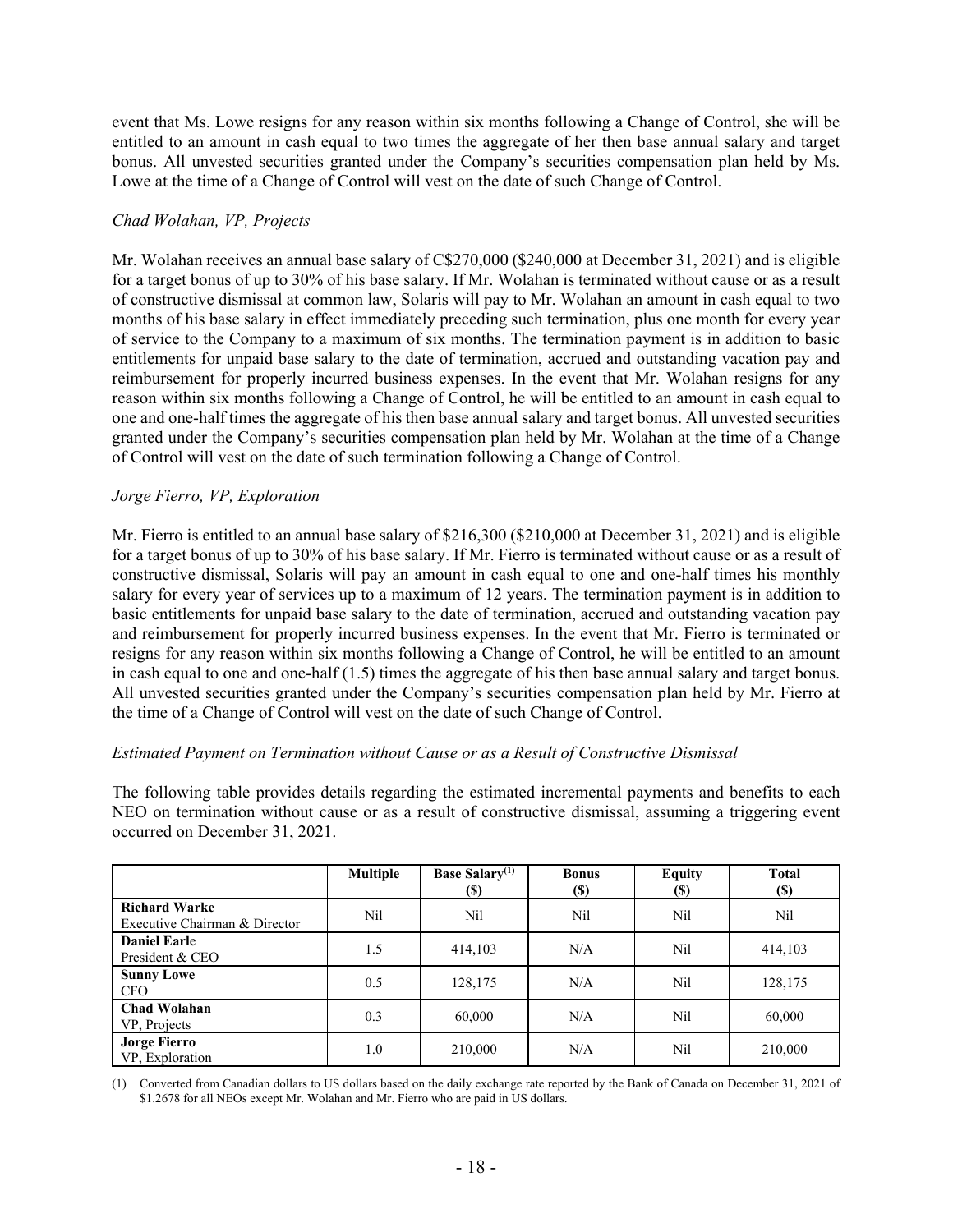event that Ms. Lowe resigns for any reason within six months following a Change of Control, she will be entitled to an amount in cash equal to two times the aggregate of her then base annual salary and target bonus. All unvested securities granted under the Company's securities compensation plan held by Ms. Lowe at the time of a Change of Control will vest on the date of such Change of Control.

*Chad Wolahan, VP, Projects*

Mr. Wolahan receives an annual base salary of C$270,000 ($240,000 at December 31, 2021) and is eligible for a target bonus of up to 30% of his base salary. If Mr. Wolahan is terminated without cause or as a result of constructive dismissal at common law, Solaris will pay to Mr. Wolahan an amount in cash equal to two months of his base salary in effect immediately preceding such termination, plus one month for every year of service to the Company to a maximum of six months. The termination payment is in addition to basic entitlements for unpaid base salary to the date of termination, accrued and outstanding vacation pay and reimbursement for properly incurred business expenses. In the event that Mr. Wolahan resigns for any reason within six months following a Change of Control, he will be entitled to an amount in cash equal to one and one-half times the aggregate of his then base annual salary and target bonus. All unvested securities granted under the Company's securities compensation plan held by Mr. Wolahan at the time of a Change of Control will vest on the date of such termination following a Change of Control.

*Jorge Fierro, VP, Exploration*

Mr. Fierro is entitled to an annual base salary of $216,300 ($210,000 at December 31, 2021) and is eligible for a target bonus of up to 30% of his base salary. If Mr. Fierro is terminated without cause or as a result of constructive dismissal, Solaris will pay an amount in cash equal to one and one-half times his monthly salary for every year of services up to a maximum of 12 years. The termination payment is in addition to basic entitlements for unpaid base salary to the date of termination, accrued and outstanding vacation pay and reimbursement for properly incurred business expenses. In the event that Mr. Fierro is terminated or resigns for any reason within six months following a Change of Control, he will be entitled to an amount in cash equal to one and one-half (1.5) times the aggregate of his then base annual salary and target bonus. All unvested securities granted under the Company's securities compensation plan held by Mr. Fierro at the time of a Change of Control will vest on the date of such Change of Control.

*Estimated Payment on Termination without Cause or as a Result of Constructive Dismissal*

The following table provides details regarding the estimated incremental payments and benefits to each NEO on termination without cause or as a result of constructive dismissal, assuming a triggering event occurred on December 31, 2021.

| | Multiple | Base Salary[(1)] ($) | Bonus ($) | Equity ($) | Total ($) |
|---|---|---|---|---|---|
| **Richard Warke** Executive Chairman & Director | Nil | Nil | Nil | Nil | Nil |
| **Daniel Earle** President & CEO | 1.5 | 414,103 | N/A | Nil | 414,103 |
| **Sunny Lowe** CFO | 0.5 | 128,175 | N/A | Nil | 128,175 |
| **Chad Wolahan** VP, Projects | 0.3 | 60,000 | N/A | Nil | 60,000 |
| **Jorge Fierro** VP, Exploration | 1.0 | 210,000 | N/A | Nil | 210,000 |

(1) Converted from Canadian dollars to US dollars based on the daily exchange rate reported by the Bank of Canada on December 31, 2021 of $1.2678 for all NEOs except Mr. Wolahan and Mr. Fierro who are paid in US dollars.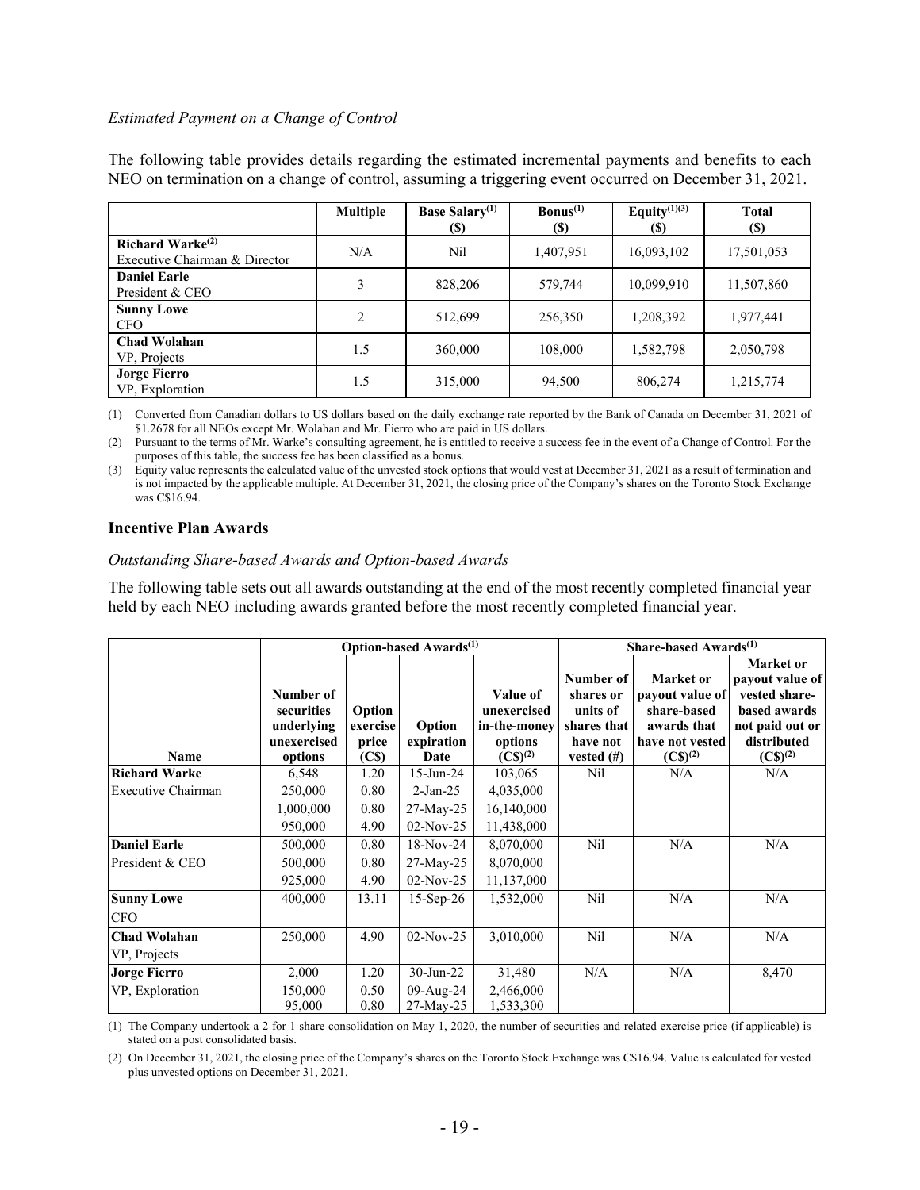*Estimated Payment on a Change of Control*

The following table provides details regarding the estimated incremental payments and benefits to each NEO on termination on a change of control, assuming a triggering event occurred on December 31, 2021.

| | Multiple | Base Salary[(1)] ($) | Bonus[(1)] ($) | Equity[(1)(3)] ($) | Total ($) |
|---|---|---|---|---|---|
| **Richard Warke[(2)]** Executive Chairman & Director | N/A | Nil | 1,407,951 | 16,093,102 | 17,501,053 |
| **Daniel Earle** President & CEO | 3 | 828,206 | 579,744 | 10,099,910 | 11,507,860 |
| **Sunny Lowe** CFO | 2 | 512,699 | 256,350 | 1,208,392 | 1,977,441 |
| **Chad Wolahan** VP, Projects | 1.5 | 360,000 | 108,000 | 1,582,798 | 2,050,798 |
| **Jorge Fierro** VP, Exploration | 1.5 | 315,000 | 94,500 | 806,274 | 1,215,774 |

(1) Converted from Canadian dollars to US dollars based on the daily exchange rate reported by the Bank of Canada on December 31, 2021 of $1.2678 for all NEOs except Mr. Wolahan and Mr. Fierro who are paid in US dollars.

(2) Pursuant to the terms of Mr. Warke's consulting agreement, he is entitled to receive a success fee in the event of a Change of Control. For the purposes of this table, the success fee has been classified as a bonus.

(3) Equity value represents the calculated value of the unvested stock options that would vest at December 31, 2021 as a result of termination and is not impacted by the applicable multiple. At December 31, 2021, the closing price of the Company's shares on the Toronto Stock Exchange was C$16.94.

## Incentive Plan Awards

*Outstanding Share-based Awards and Option-based Awards*

The following table sets out all awards outstanding at the end of the most recently completed financial year held by each NEO including awards granted before the most recently completed financial year.

| | Option-based Awards[(1)] | | | | Share-based Awards[(1)] | | |
|---|---|---|---|---|---|---|---|
| Name | Number of securities underlying unexercised options | Option exercise price (C$) | Option expiration Date | Value of unexercised in-the-money options (C$)[(2)] | Number of shares or units of shares that have not vested (#) | Market or payout value of share-based awards that have not vested (C$)[(2)] | Market or payout value of vested share-based awards not paid out or distributed (C$)[(2)] |
| **Richard Warke** | 6,548 | 1.20 | 15-Jun-24 | 103,065 | Nil | N/A | N/A |
| Executive Chairman | 250,000 | 0.80 | 2-Jan-25 | 4,035,000 | | | |
| | 1,000,000 | 0.80 | 27-May-25 | 16,140,000 | | | |
| | 950,000 | 4.90 | 02-Nov-25 | 11,438,000 | | | |
| **Daniel Earle** | 500,000 | 0.80 | 18-Nov-24 | 8,070,000 | Nil | N/A | N/A |
| President & CEO | 500,000 | 0.80 | 27-May-25 | 8,070,000 | | | |
| | 925,000 | 4.90 | 02-Nov-25 | 11,137,000 | | | |
| **Sunny Lowe** | 400,000 | 13.11 | 15-Sep-26 | 1,532,000 | Nil | N/A | N/A |
| CFO | | | | | | | |
| **Chad Wolahan** | 250,000 | 4.90 | 02-Nov-25 | 3,010,000 | Nil | N/A | N/A |
| VP, Projects | | | | | | | |
| **Jorge Fierro** | 2,000 | 1.20 | 30-Jun-22 | 31,480 | N/A | N/A | 8,470 |
| VP, Exploration | 150,000 | 0.50 | 09-Aug-24 | 2,466,000 | | | |
| | 95,000 | 0.80 | 27-May-25 | 1,533,300 | | | |

(1) The Company undertook a 2 for 1 share consolidation on May 1, 2020, the number of securities and related exercise price (if applicable) is stated on a post consolidated basis.

(2) On December 31, 2021, the closing price of the Company's shares on the Toronto Stock Exchange was C$16.94. Value is calculated for vested plus unvested options on December 31, 2021.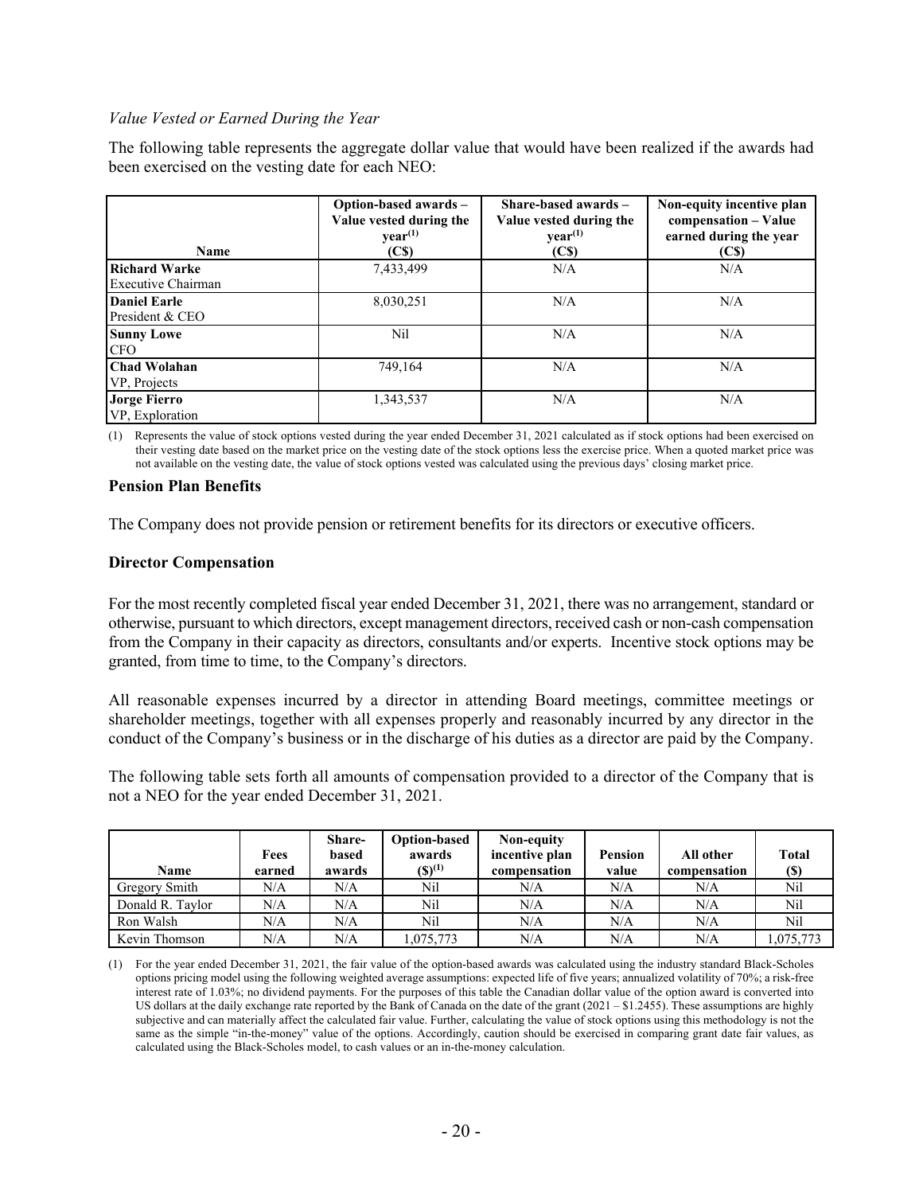*Value Vested or Earned During the Year*

The following table represents the aggregate dollar value that would have been realized if the awards had been exercised on the vesting date for each NEO:

| Name | Option-based awards – Value vested during the year[(1)] (C$) | Share-based awards – Value vested during the year[(1)] (C$) | Non-equity incentive plan compensation – Value earned during the year (C$) |
|---|---|---|---|
| **Richard Warke** Executive Chairman | 7,433,499 | N/A | N/A |
| **Daniel Earle** President & CEO | 8,030,251 | N/A | N/A |
| **Sunny Lowe** CFO | Nil | N/A | N/A |
| **Chad Wolahan** VP, Projects | 749,164 | N/A | N/A |
| **Jorge Fierro** VP, Exploration | 1,343,537 | N/A | N/A |

(1) Represents the value of stock options vested during the year ended December 31, 2021 calculated as if stock options had been exercised on their vesting date based on the market price on the vesting date of the stock options less the exercise price. When a quoted market price was not available on the vesting date, the value of stock options vested was calculated using the previous days' closing market price.

### Pension Plan Benefits

The Company does not provide pension or retirement benefits for its directors or executive officers.

### Director Compensation

For the most recently completed fiscal year ended December 31, 2021, there was no arrangement, standard or otherwise, pursuant to which directors, except management directors, received cash or non-cash compensation from the Company in their capacity as directors, consultants and/or experts. Incentive stock options may be granted, from time to time, to the Company's directors.

All reasonable expenses incurred by a director in attending Board meetings, committee meetings or shareholder meetings, together with all expenses properly and reasonably incurred by any director in the conduct of the Company's business or in the discharge of his duties as a director are paid by the Company.

The following table sets forth all amounts of compensation provided to a director of the Company that is not a NEO for the year ended December 31, 2021.

| Name | Fees earned | Share-based awards | Option-based awards ($)[(1)] | Non-equity incentive plan compensation | Pension value | All other compensation | Total ($) |
|---|---|---|---|---|---|---|---|
| Gregory Smith | N/A | N/A | Nil | N/A | N/A | N/A | Nil |
| Donald R. Taylor | N/A | N/A | Nil | N/A | N/A | N/A | Nil |
| Ron Walsh | N/A | N/A | Nil | N/A | N/A | N/A | Nil |
| Kevin Thomson | N/A | N/A | 1,075,773 | N/A | N/A | N/A | 1,075,773 |

(1) For the year ended December 31, 2021, the fair value of the option-based awards was calculated using the industry standard Black-Scholes options pricing model using the following weighted average assumptions: expected life of five years; annualized volatility of 70%; a risk-free interest rate of 1.03%; no dividend payments. For the purposes of this table the Canadian dollar value of the option award is converted into US dollars at the daily exchange rate reported by the Bank of Canada on the date of the grant (2021 – $1.2455). These assumptions are highly subjective and can materially affect the calculated fair value. Further, calculating the value of stock options using this methodology is not the same as the simple "in-the-money" value of the options. Accordingly, caution should be exercised in comparing grant date fair values, as calculated using the Black-Scholes model, to cash values or an in-the-money calculation.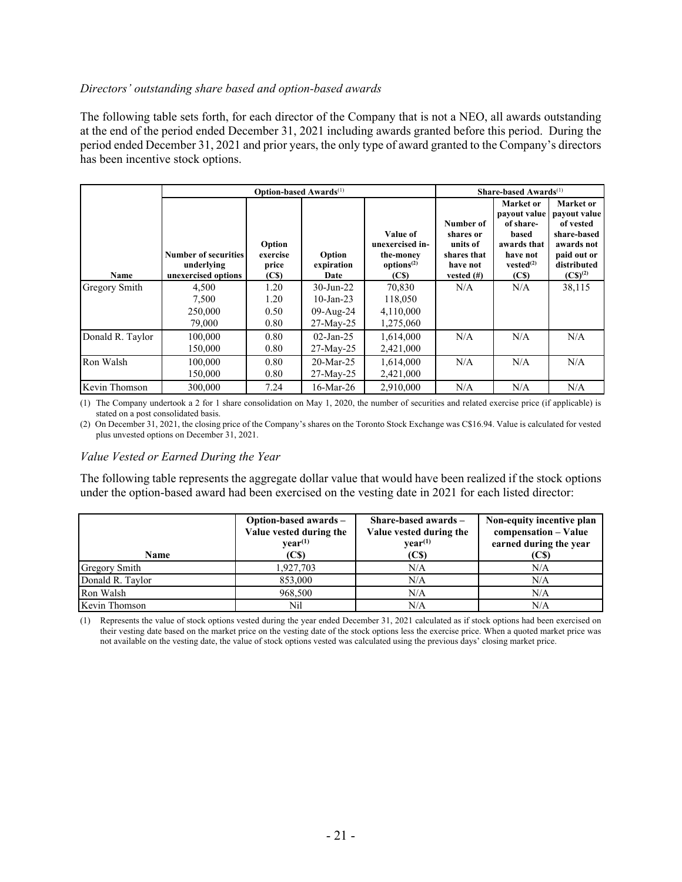*Directors' outstanding share based and option-based awards*

The following table sets forth, for each director of the Company that is not a NEO, all awards outstanding at the end of the period ended December 31, 2021 including awards granted before this period. During the period ended December 31, 2021 and prior years, the only type of award granted to the Company's directors has been incentive stock options.

| | Option-based Awards[(1)] | | | | Share-based Awards[(1)] | | |
|---|---|---|---|---|---|---|---|
| **Name** | **Number of securities underlying unexercised options** | **Option exercise price (C$)** | **Option expiration Date** | **Value of unexercised in-the-money options[(2)] (C$)** | **Number of shares or units of shares that have not vested (#)** | **Market or payout value of share-based awards that have not vested[(2)] (C$)** | **Market or payout value of vested share-based awards not paid out or distributed (C$)[(2)]** |
| Gregory Smith | 4,500<br>7,500<br>250,000<br>79,000 | 1.20<br>1.20<br>0.50<br>0.80 | 30-Jun-22<br>10-Jan-23<br>09-Aug-24<br>27-May-25 | 70,830<br>118,050<br>4,110,000<br>1,275,060 | N/A | N/A | 38,115 |
| Donald R. Taylor | 100,000<br>150,000 | 0.80<br>0.80 | 02-Jan-25<br>27-May-25 | 1,614,000<br>2,421,000 | N/A | N/A | N/A |
| Ron Walsh | 100,000<br>150,000 | 0.80<br>0.80 | 20-Mar-25<br>27-May-25 | 1,614,000<br>2,421,000 | N/A | N/A | N/A |
| Kevin Thomson | 300,000 | 7.24 | 16-Mar-26 | 2,910,000 | N/A | N/A | N/A |

(1) The Company undertook a 2 for 1 share consolidation on May 1, 2020, the number of securities and related exercise price (if applicable) is stated on a post consolidated basis.

(2) On December 31, 2021, the closing price of the Company's shares on the Toronto Stock Exchange was C$16.94. Value is calculated for vested plus unvested options on December 31, 2021.

*Value Vested or Earned During the Year*

The following table represents the aggregate dollar value that would have been realized if the stock options under the option-based award had been exercised on the vesting date in 2021 for each listed director:

| Name | Option-based awards – Value vested during the year[(1)] (C$) | Share-based awards – Value vested during the year[(1)] (C$) | Non-equity incentive plan compensation – Value earned during the year (C$) |
|---|---|---|---|
| Gregory Smith | 1,927,703 | N/A | N/A |
| Donald R. Taylor | 853,000 | N/A | N/A |
| Ron Walsh | 968,500 | N/A | N/A |
| Kevin Thomson | Nil | N/A | N/A |

(1) Represents the value of stock options vested during the year ended December 31, 2021 calculated as if stock options had been exercised on their vesting date based on the market price on the vesting date of the stock options less the exercise price. When a quoted market price was not available on the vesting date, the value of stock options vested was calculated using the previous days' closing market price.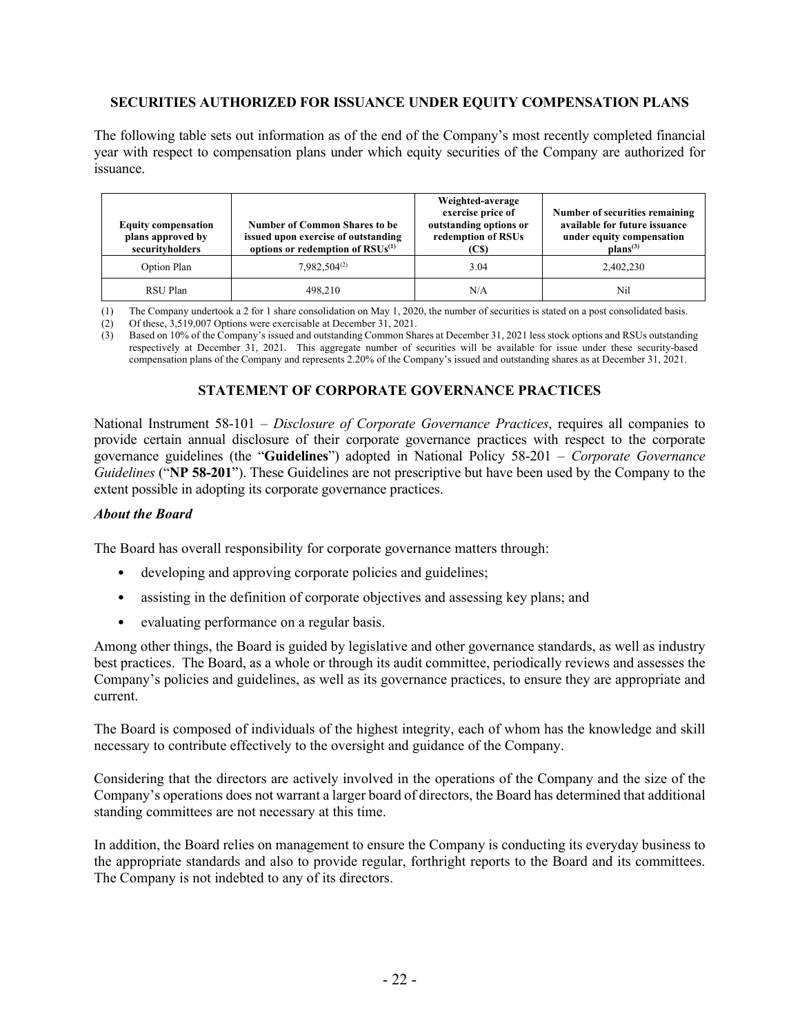## SECURITIES AUTHORIZED FOR ISSUANCE UNDER EQUITY COMPENSATION PLANS

The following table sets out information as of the end of the Company's most recently completed financial year with respect to compensation plans under which equity securities of the Company are authorized for issuance.

| Equity compensation plans approved by securityholders | Number of Common Shares to be issued upon exercise of outstanding options or redemption of RSUs[(1)] | Weighted-average exercise price of outstanding options or redemption of RSUs (C$) | Number of securities remaining available for future issuance under equity compensation plans[(3)] |
|---|---|---|---|
| Option Plan | 7,982,504[(2)] | 3.04 | 2,402,230 |
| RSU Plan | 498,210 | N/A | Nil |

(1) The Company undertook a 2 for 1 share consolidation on May 1, 2020, the number of securities is stated on a post consolidated basis.
(2) Of these, 3,519,007 Options were exercisable at December 31, 2021.
(3) Based on 10% of the Company's issued and outstanding Common Shares at December 31, 2021 less stock options and RSUs outstanding respectively at December 31, 2021. This aggregate number of securities will be available for issue under these security-based compensation plans of the Company and represents 2.20% of the Company's issued and outstanding shares as at December 31, 2021.

## STATEMENT OF CORPORATE GOVERNANCE PRACTICES

National Instrument 58-101 – *Disclosure of Corporate Governance Practices*, requires all companies to provide certain annual disclosure of their corporate governance practices with respect to the corporate governance guidelines (the "**Guidelines**") adopted in National Policy 58-201 – *Corporate Governance Guidelines* ("**NP 58-201**"). These Guidelines are not prescriptive but have been used by the Company to the extent possible in adopting its corporate governance practices.

### *About the Board*

The Board has overall responsibility for corporate governance matters through:

- developing and approving corporate policies and guidelines;
- assisting in the definition of corporate objectives and assessing key plans; and
- evaluating performance on a regular basis.

Among other things, the Board is guided by legislative and other governance standards, as well as industry best practices. The Board, as a whole or through its audit committee, periodically reviews and assesses the Company's policies and guidelines, as well as its governance practices, to ensure they are appropriate and current.

The Board is composed of individuals of the highest integrity, each of whom has the knowledge and skill necessary to contribute effectively to the oversight and guidance of the Company.

Considering that the directors are actively involved in the operations of the Company and the size of the Company's operations does not warrant a larger board of directors, the Board has determined that additional standing committees are not necessary at this time.

In addition, the Board relies on management to ensure the Company is conducting its everyday business to the appropriate standards and also to provide regular, forthright reports to the Board and its committees. The Company is not indebted to any of its directors.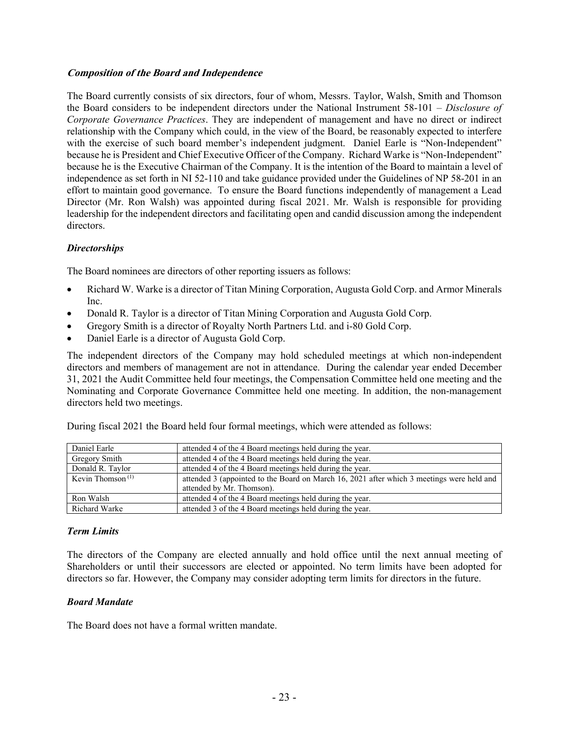### ***Composition of the Board and Independence***

The Board currently consists of six directors, four of whom, Messrs. Taylor, Walsh, Smith and Thomson the Board considers to be independent directors under the National Instrument 58-101 – *Disclosure of Corporate Governance Practices*. They are independent of management and have no direct or indirect relationship with the Company which could, in the view of the Board, be reasonably expected to interfere with the exercise of such board member's independent judgment. Daniel Earle is "Non-Independent" because he is President and Chief Executive Officer of the Company. Richard Warke is "Non-Independent" because he is the Executive Chairman of the Company. It is the intention of the Board to maintain a level of independence as set forth in NI 52-110 and take guidance provided under the Guidelines of NP 58-201 in an effort to maintain good governance. To ensure the Board functions independently of management a Lead Director (Mr. Ron Walsh) was appointed during fiscal 2021. Mr. Walsh is responsible for providing leadership for the independent directors and facilitating open and candid discussion among the independent directors.

### *Directorships*

The Board nominees are directors of other reporting issuers as follows:

- Richard W. Warke is a director of Titan Mining Corporation, Augusta Gold Corp. and Armor Minerals Inc.
- Donald R. Taylor is a director of Titan Mining Corporation and Augusta Gold Corp.
- Gregory Smith is a director of Royalty North Partners Ltd. and i-80 Gold Corp.
- Daniel Earle is a director of Augusta Gold Corp.

The independent directors of the Company may hold scheduled meetings at which non-independent directors and members of management are not in attendance. During the calendar year ended December 31, 2021 the Audit Committee held four meetings, the Compensation Committee held one meeting and the Nominating and Corporate Governance Committee held one meeting. In addition, the non-management directors held two meetings.

During fiscal 2021 the Board held four formal meetings, which were attended as follows:

| | |
|---|---|
| Daniel Earle | attended 4 of the 4 Board meetings held during the year. |
| Gregory Smith | attended 4 of the 4 Board meetings held during the year. |
| Donald R. Taylor | attended 4 of the 4 Board meetings held during the year. |
| Kevin Thomson [(1)] | attended 3 (appointed to the Board on March 16, 2021 after which 3 meetings were held and attended by Mr. Thomson). |
| Ron Walsh | attended 4 of the 4 Board meetings held during the year. |
| Richard Warke | attended 3 of the 4 Board meetings held during the year. |

### *Term Limits*

The directors of the Company are elected annually and hold office until the next annual meeting of Shareholders or until their successors are elected or appointed. No term limits have been adopted for directors so far. However, the Company may consider adopting term limits for directors in the future.

### *Board Mandate*

The Board does not have a formal written mandate.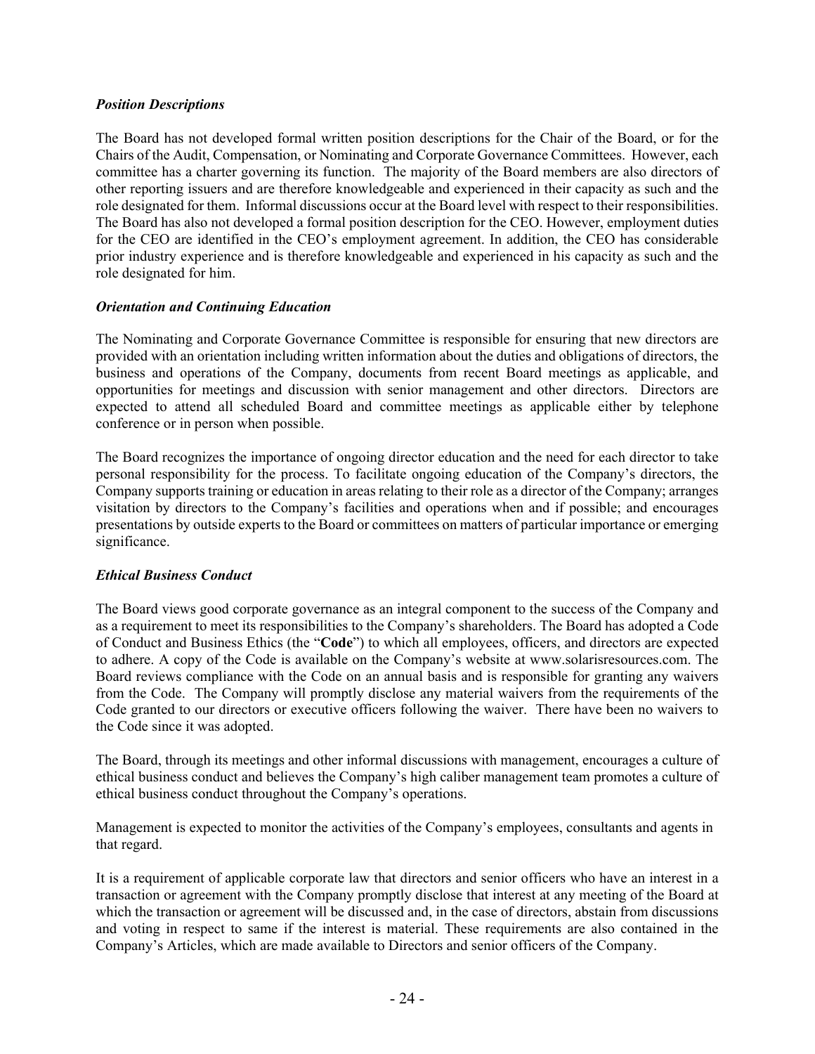### *Position Descriptions*

The Board has not developed formal written position descriptions for the Chair of the Board, or for the Chairs of the Audit, Compensation, or Nominating and Corporate Governance Committees. However, each committee has a charter governing its function. The majority of the Board members are also directors of other reporting issuers and are therefore knowledgeable and experienced in their capacity as such and the role designated for them. Informal discussions occur at the Board level with respect to their responsibilities. The Board has also not developed a formal position description for the CEO. However, employment duties for the CEO are identified in the CEO's employment agreement. In addition, the CEO has considerable prior industry experience and is therefore knowledgeable and experienced in his capacity as such and the role designated for him.

### *Orientation and Continuing Education*

The Nominating and Corporate Governance Committee is responsible for ensuring that new directors are provided with an orientation including written information about the duties and obligations of directors, the business and operations of the Company, documents from recent Board meetings as applicable, and opportunities for meetings and discussion with senior management and other directors. Directors are expected to attend all scheduled Board and committee meetings as applicable either by telephone conference or in person when possible.

The Board recognizes the importance of ongoing director education and the need for each director to take personal responsibility for the process. To facilitate ongoing education of the Company's directors, the Company supports training or education in areas relating to their role as a director of the Company; arranges visitation by directors to the Company's facilities and operations when and if possible; and encourages presentations by outside experts to the Board or committees on matters of particular importance or emerging significance.

### *Ethical Business Conduct*

The Board views good corporate governance as an integral component to the success of the Company and as a requirement to meet its responsibilities to the Company's shareholders. The Board has adopted a Code of Conduct and Business Ethics (the "**Code**") to which all employees, officers, and directors are expected to adhere. A copy of the Code is available on the Company's website at www.solarisresources.com. The Board reviews compliance with the Code on an annual basis and is responsible for granting any waivers from the Code. The Company will promptly disclose any material waivers from the requirements of the Code granted to our directors or executive officers following the waiver. There have been no waivers to the Code since it was adopted.

The Board, through its meetings and other informal discussions with management, encourages a culture of ethical business conduct and believes the Company's high caliber management team promotes a culture of ethical business conduct throughout the Company's operations.

Management is expected to monitor the activities of the Company's employees, consultants and agents in that regard.

It is a requirement of applicable corporate law that directors and senior officers who have an interest in a transaction or agreement with the Company promptly disclose that interest at any meeting of the Board at which the transaction or agreement will be discussed and, in the case of directors, abstain from discussions and voting in respect to same if the interest is material. These requirements are also contained in the Company's Articles, which are made available to Directors and senior officers of the Company.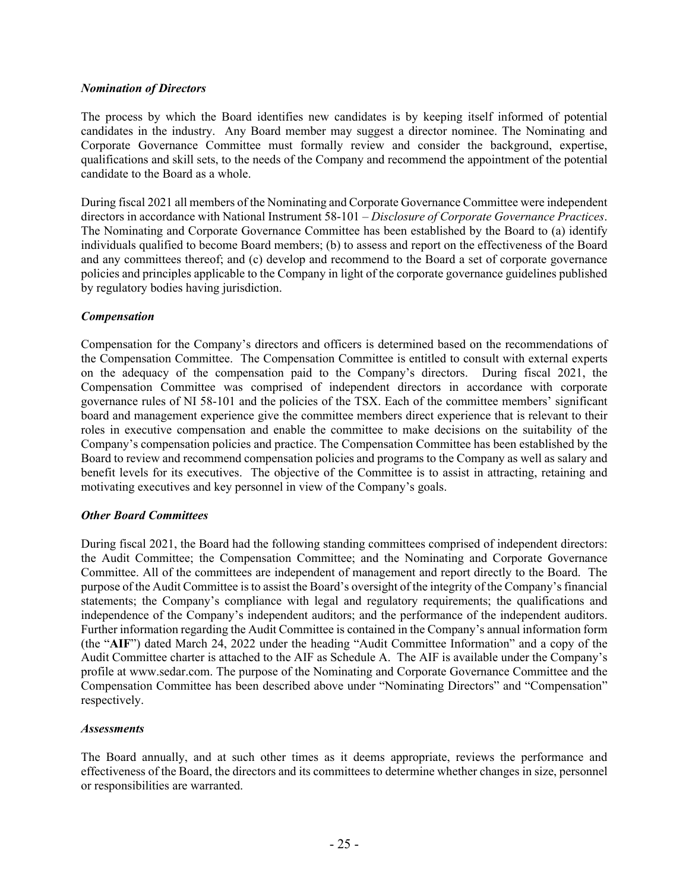***Nomination of Directors***

The process by which the Board identifies new candidates is by keeping itself informed of potential candidates in the industry. Any Board member may suggest a director nominee. The Nominating and Corporate Governance Committee must formally review and consider the background, expertise, qualifications and skill sets, to the needs of the Company and recommend the appointment of the potential candidate to the Board as a whole.

During fiscal 2021 all members of the Nominating and Corporate Governance Committee were independent directors in accordance with National Instrument 58-101 – *Disclosure of Corporate Governance Practices*. The Nominating and Corporate Governance Committee has been established by the Board to (a) identify individuals qualified to become Board members; (b) to assess and report on the effectiveness of the Board and any committees thereof; and (c) develop and recommend to the Board a set of corporate governance policies and principles applicable to the Company in light of the corporate governance guidelines published by regulatory bodies having jurisdiction.

***Compensation***

Compensation for the Company's directors and officers is determined based on the recommendations of the Compensation Committee. The Compensation Committee is entitled to consult with external experts on the adequacy of the compensation paid to the Company's directors. During fiscal 2021, the Compensation Committee was comprised of independent directors in accordance with corporate governance rules of NI 58-101 and the policies of the TSX. Each of the committee members' significant board and management experience give the committee members direct experience that is relevant to their roles in executive compensation and enable the committee to make decisions on the suitability of the Company's compensation policies and practice. The Compensation Committee has been established by the Board to review and recommend compensation policies and programs to the Company as well as salary and benefit levels for its executives. The objective of the Committee is to assist in attracting, retaining and motivating executives and key personnel in view of the Company's goals.

***Other Board Committees***

During fiscal 2021, the Board had the following standing committees comprised of independent directors: the Audit Committee; the Compensation Committee; and the Nominating and Corporate Governance Committee. All of the committees are independent of management and report directly to the Board. The purpose of the Audit Committee is to assist the Board's oversight of the integrity of the Company's financial statements; the Company's compliance with legal and regulatory requirements; the qualifications and independence of the Company's independent auditors; and the performance of the independent auditors. Further information regarding the Audit Committee is contained in the Company's annual information form (the "**AIF**") dated March 24, 2022 under the heading "Audit Committee Information" and a copy of the Audit Committee charter is attached to the AIF as Schedule A. The AIF is available under the Company's profile at www.sedar.com. The purpose of the Nominating and Corporate Governance Committee and the Compensation Committee has been described above under "Nominating Directors" and "Compensation" respectively.

***Assessments***

The Board annually, and at such other times as it deems appropriate, reviews the performance and effectiveness of the Board, the directors and its committees to determine whether changes in size, personnel or responsibilities are warranted.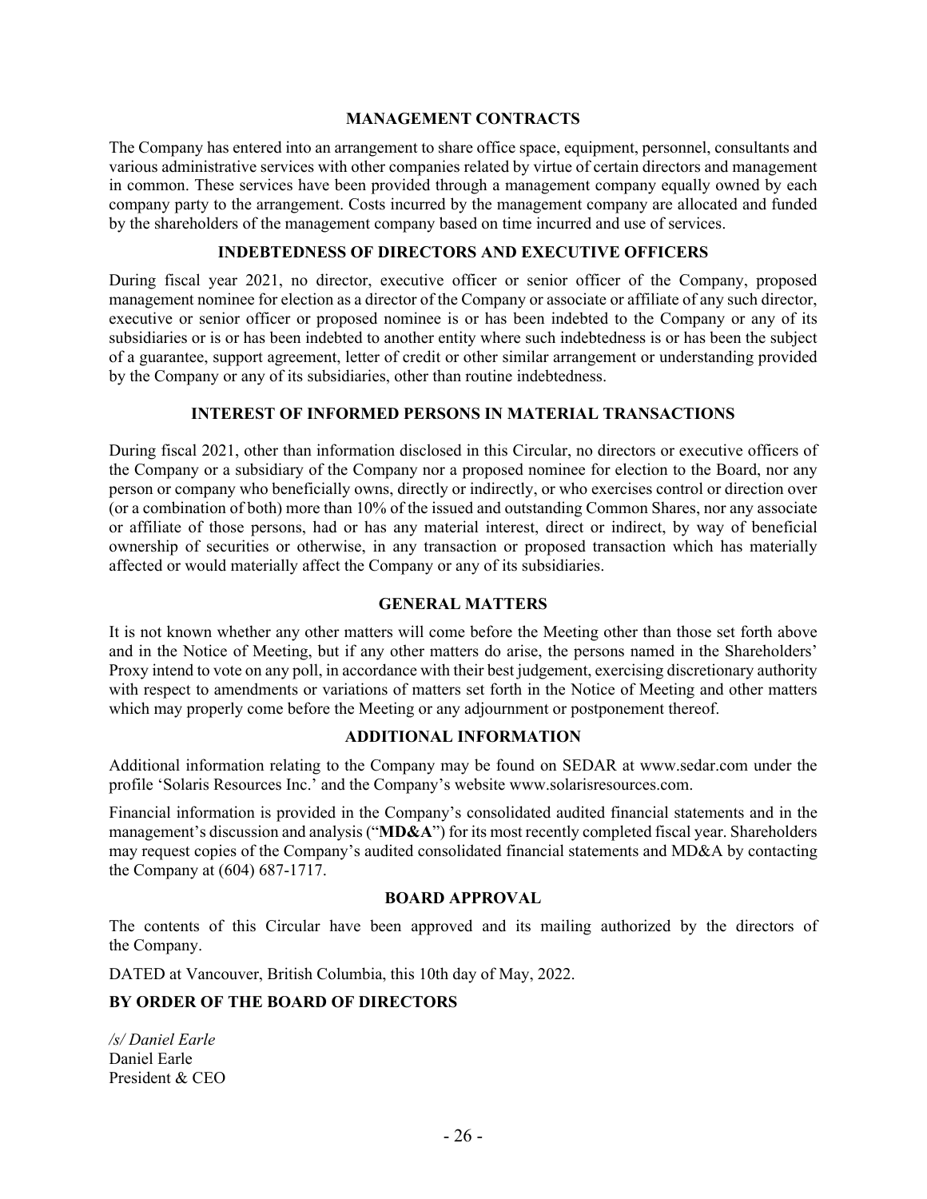## MANAGEMENT CONTRACTS

The Company has entered into an arrangement to share office space, equipment, personnel, consultants and various administrative services with other companies related by virtue of certain directors and management in common. These services have been provided through a management company equally owned by each company party to the arrangement. Costs incurred by the management company are allocated and funded by the shareholders of the management company based on time incurred and use of services.

## INDEBTEDNESS OF DIRECTORS AND EXECUTIVE OFFICERS

During fiscal year 2021, no director, executive officer or senior officer of the Company, proposed management nominee for election as a director of the Company or associate or affiliate of any such director, executive or senior officer or proposed nominee is or has been indebted to the Company or any of its subsidiaries or is or has been indebted to another entity where such indebtedness is or has been the subject of a guarantee, support agreement, letter of credit or other similar arrangement or understanding provided by the Company or any of its subsidiaries, other than routine indebtedness.

## INTEREST OF INFORMED PERSONS IN MATERIAL TRANSACTIONS

During fiscal 2021, other than information disclosed in this Circular, no directors or executive officers of the Company or a subsidiary of the Company nor a proposed nominee for election to the Board, nor any person or company who beneficially owns, directly or indirectly, or who exercises control or direction over (or a combination of both) more than 10% of the issued and outstanding Common Shares, nor any associate or affiliate of those persons, had or has any material interest, direct or indirect, by way of beneficial ownership of securities or otherwise, in any transaction or proposed transaction which has materially affected or would materially affect the Company or any of its subsidiaries.

## GENERAL MATTERS

It is not known whether any other matters will come before the Meeting other than those set forth above and in the Notice of Meeting, but if any other matters do arise, the persons named in the Shareholders' Proxy intend to vote on any poll, in accordance with their best judgement, exercising discretionary authority with respect to amendments or variations of matters set forth in the Notice of Meeting and other matters which may properly come before the Meeting or any adjournment or postponement thereof.

## ADDITIONAL INFORMATION

Additional information relating to the Company may be found on SEDAR at www.sedar.com under the profile 'Solaris Resources Inc.' and the Company's website www.solarisresources.com.

Financial information is provided in the Company's consolidated audited financial statements and in the management's discussion and analysis ("**MD&A**") for its most recently completed fiscal year. Shareholders may request copies of the Company's audited consolidated financial statements and MD&A by contacting the Company at (604) 687-1717.

## BOARD APPROVAL

The contents of this Circular have been approved and its mailing authorized by the directors of the Company.

DATED at Vancouver, British Columbia, this 10th day of May, 2022.

**BY ORDER OF THE BOARD OF DIRECTORS**

*/s/ Daniel Earle*
Daniel Earle
President & CEO